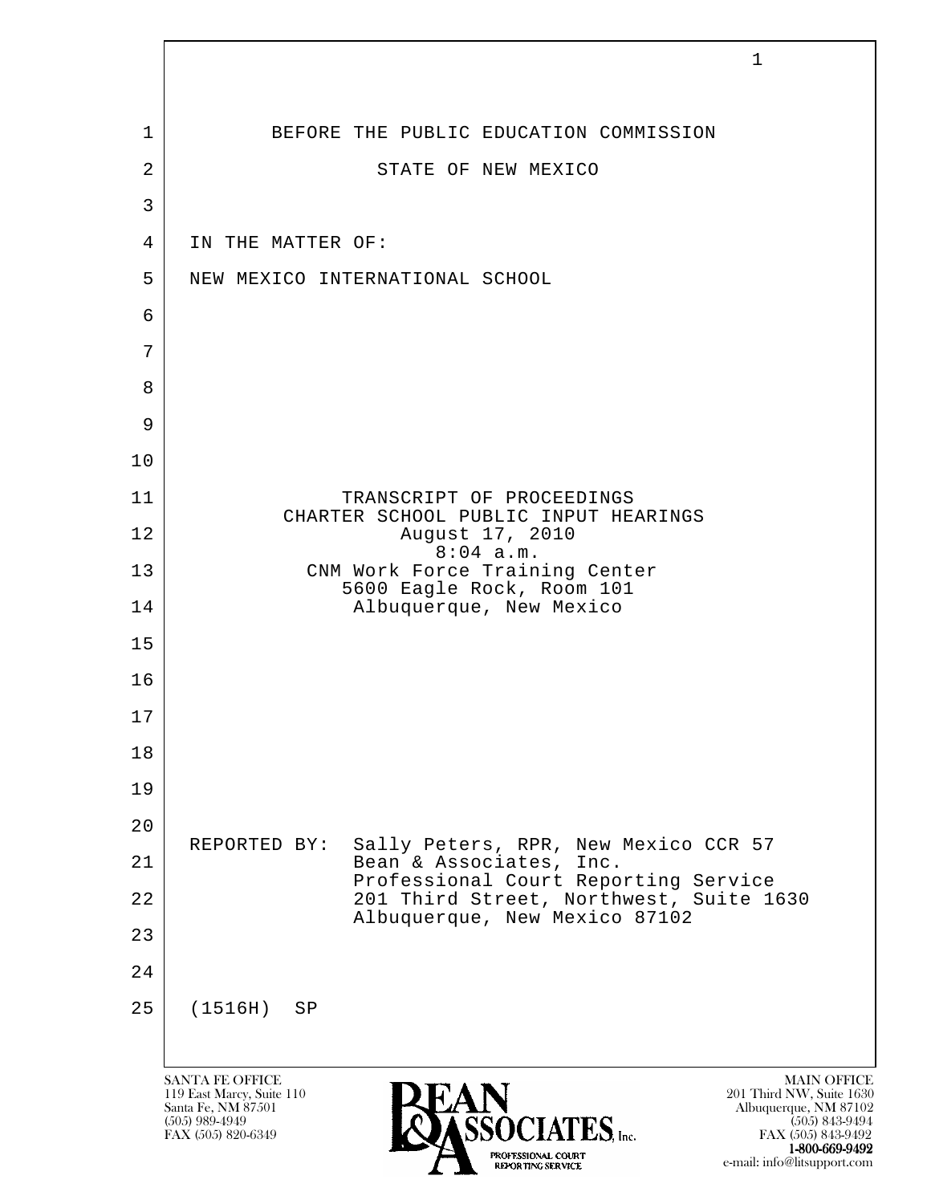BEFORE THE PUBLIC EDUCATION COMMISSION

STATE OF NEW MEXICO

IN THE MATTER OF:

NEW MEXICO INTERNATIONAL SCHOOL

TRANSCRIPT OF PROCEEDINGS
CHARTER SCHOOL PUBLIC INPUT HEARINGS
August 17, 2010
8:04 a.m.
CNM Work Force Training Center
5600 Eagle Rock, Room 101
Albuquerque, New Mexico

REPORTED BY: Sally Peters, RPR, New Mexico CCR 57
Bean & Associates, Inc.
Professional Court Reporting Service
201 Third Street, Northwest, Suite 1630
Albuquerque, New Mexico 87102

(1516H) SP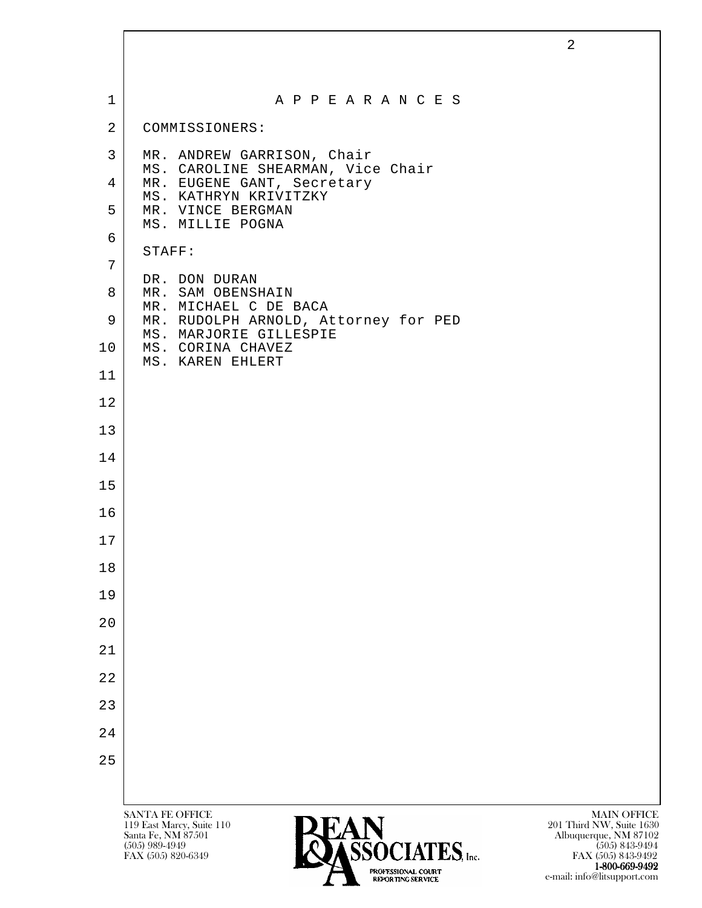# A P P E A R A N C E S

COMMISSIONERS:

MR. ANDREW GARRISON, Chair
MS. CAROLINE SHEARMAN, Vice Chair
MR. EUGENE GANT, Secretary
MS. KATHRYN KRIVITZKY
MR. VINCE BERGMAN
MS. MILLIE POGNA

STAFF:

DR. DON DURAN
MR. SAM OBENSHAIN
MR. MICHAEL C DE BACA
MR. RUDOLPH ARNOLD, Attorney for PED
MS. MARJORIE GILLESPIE
MS. CORINA CHAVEZ
MS. KAREN EHLERT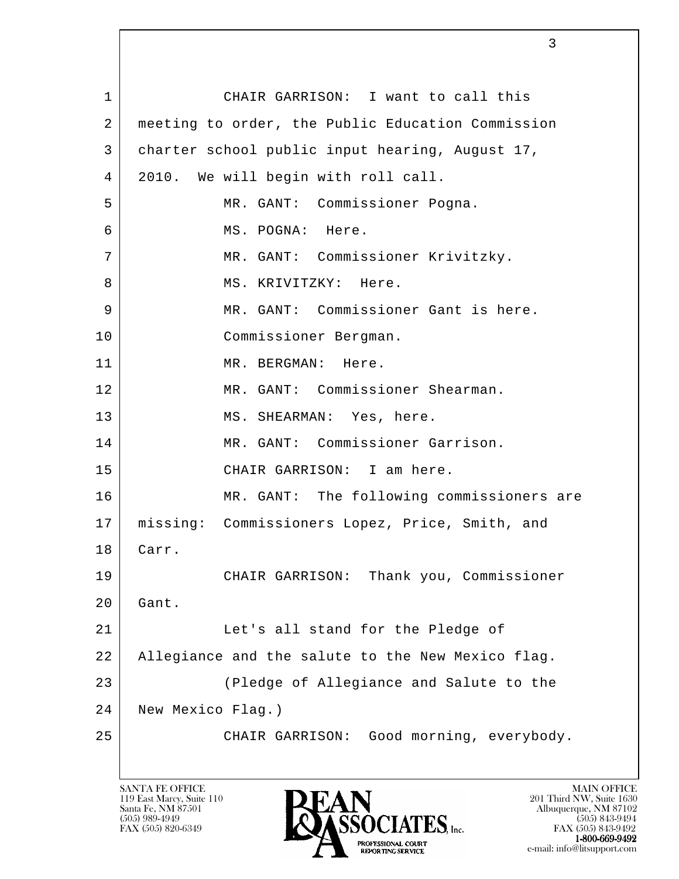CHAIR GARRISON: I want to call this meeting to order, the Public Education Commission charter school public input hearing, August 17, 2010. We will begin with roll call.

MR. GANT: Commissioner Pogna.

MS. POGNA: Here.

MR. GANT: Commissioner Krivitzky.

MS. KRIVITZKY: Here.

MR. GANT: Commissioner Gant is here. Commissioner Bergman.

MR. BERGMAN: Here.

MR. GANT: Commissioner Shearman.

MS. SHEARMAN: Yes, here.

MR. GANT: Commissioner Garrison.

CHAIR GARRISON: I am here.

MR. GANT: The following commissioners are missing: Commissioners Lopez, Price, Smith, and Carr.

CHAIR GARRISON: Thank you, Commissioner Gant.

Let's all stand for the Pledge of Allegiance and the salute to the New Mexico flag.

(Pledge of Allegiance and Salute to the New Mexico Flag.)

CHAIR GARRISON: Good morning, everybody.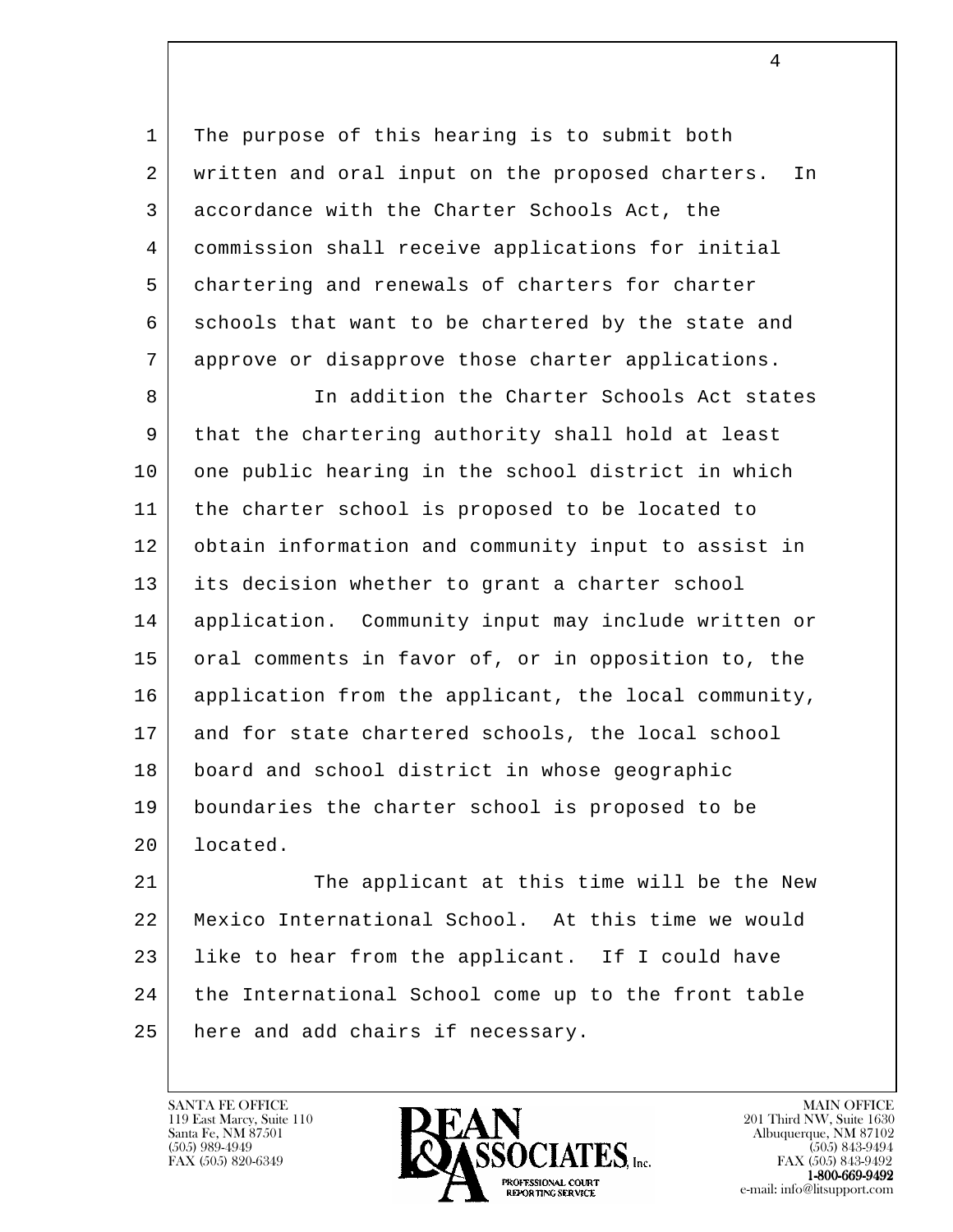The purpose of this hearing is to submit both written and oral input on the proposed charters. In accordance with the Charter Schools Act, the commission shall receive applications for initial chartering and renewals of charters for charter schools that want to be chartered by the state and approve or disapprove those charter applications.

In addition the Charter Schools Act states that the chartering authority shall hold at least one public hearing in the school district in which the charter school is proposed to be located to obtain information and community input to assist in its decision whether to grant a charter school application. Community input may include written or oral comments in favor of, or in opposition to, the application from the applicant, the local community, and for state chartered schools, the local school board and school district in whose geographic boundaries the charter school is proposed to be located.

The applicant at this time will be the New Mexico International School. At this time we would like to hear from the applicant. If I could have the International School come up to the front table here and add chairs if necessary.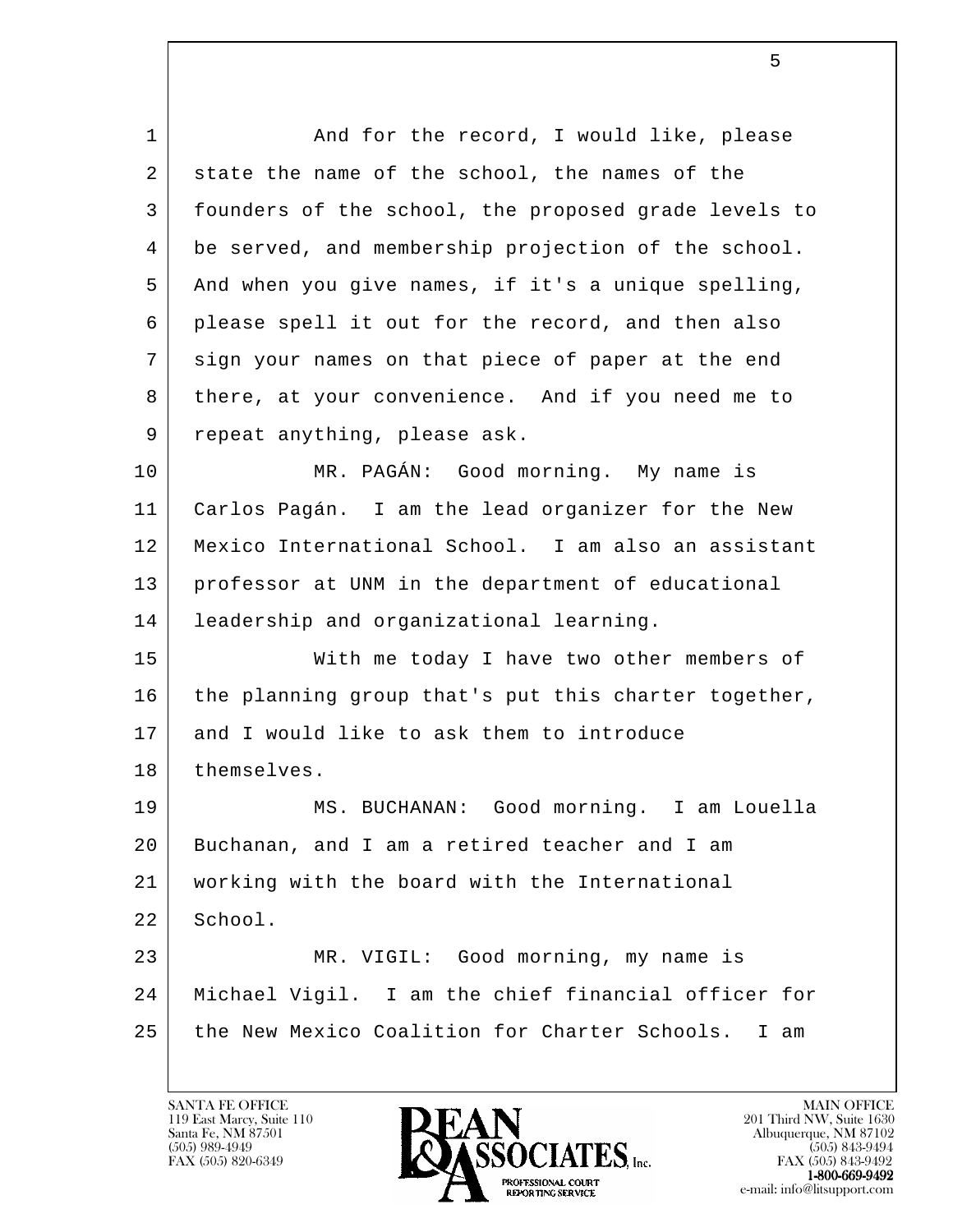And for the record, I would like, please state the name of the school, the names of the founders of the school, the proposed grade levels to be served, and membership projection of the school. And when you give names, if it's a unique spelling, please spell it out for the record, and then also sign your names on that piece of paper at the end there, at your convenience. And if you need me to repeat anything, please ask.

MR. PAGÁN: Good morning. My name is Carlos Pagán. I am the lead organizer for the New Mexico International School. I am also an assistant professor at UNM in the department of educational leadership and organizational learning.

With me today I have two other members of the planning group that's put this charter together, and I would like to ask them to introduce themselves.

MS. BUCHANAN: Good morning. I am Louella Buchanan, and I am a retired teacher and I am working with the board with the International School.

MR. VIGIL: Good morning, my name is Michael Vigil. I am the chief financial officer for the New Mexico Coalition for Charter Schools. I am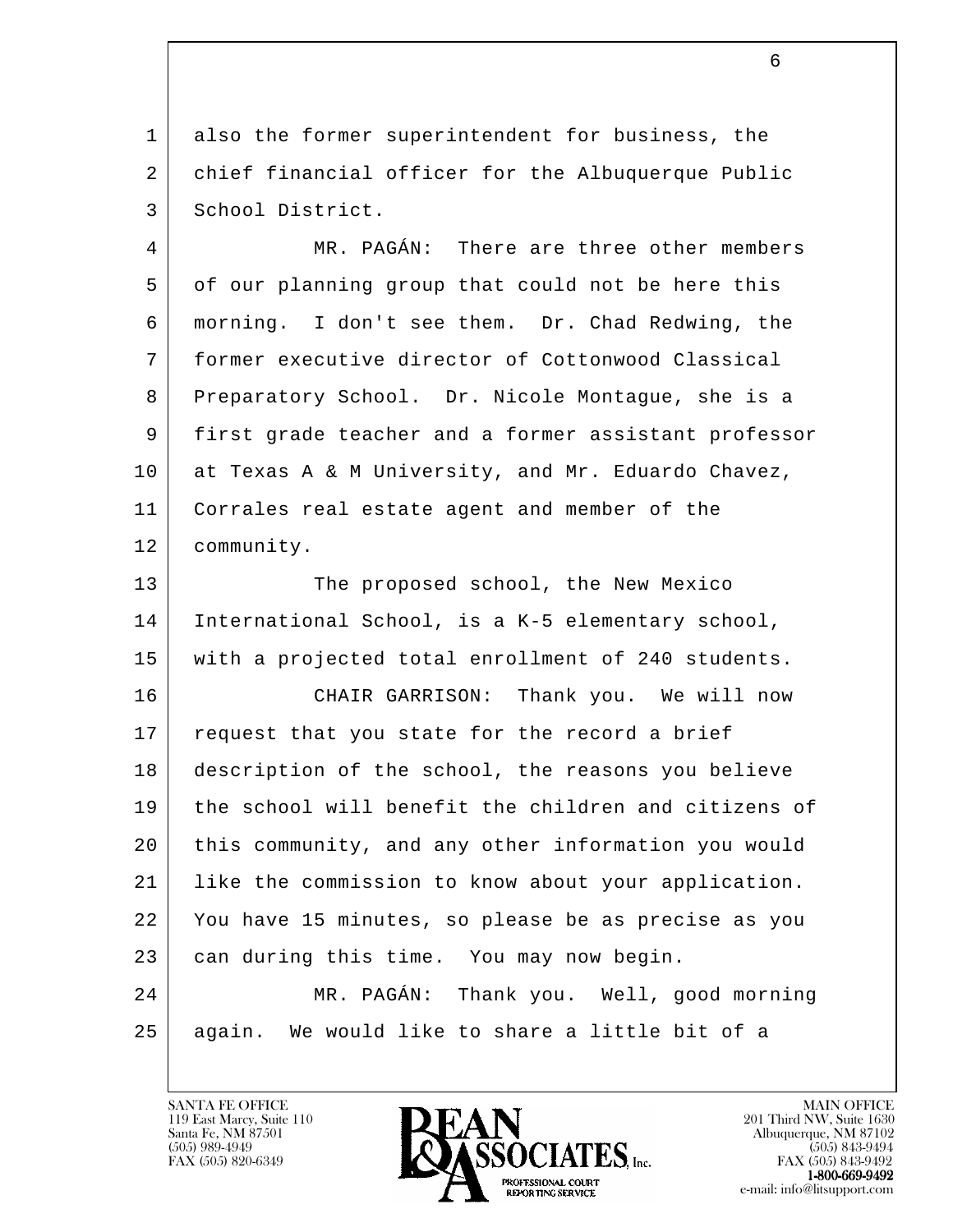also the former superintendent for business, the chief financial officer for the Albuquerque Public School District.

MR. PAGÁN: There are three other members of our planning group that could not be here this morning. I don't see them. Dr. Chad Redwing, the former executive director of Cottonwood Classical Preparatory School. Dr. Nicole Montague, she is a first grade teacher and a former assistant professor at Texas A & M University, and Mr. Eduardo Chavez, Corrales real estate agent and member of the community.

The proposed school, the New Mexico International School, is a K-5 elementary school, with a projected total enrollment of 240 students.

CHAIR GARRISON: Thank you. We will now request that you state for the record a brief description of the school, the reasons you believe the school will benefit the children and citizens of this community, and any other information you would like the commission to know about your application. You have 15 minutes, so please be as precise as you can during this time. You may now begin.

MR. PAGÁN: Thank you. Well, good morning again. We would like to share a little bit of a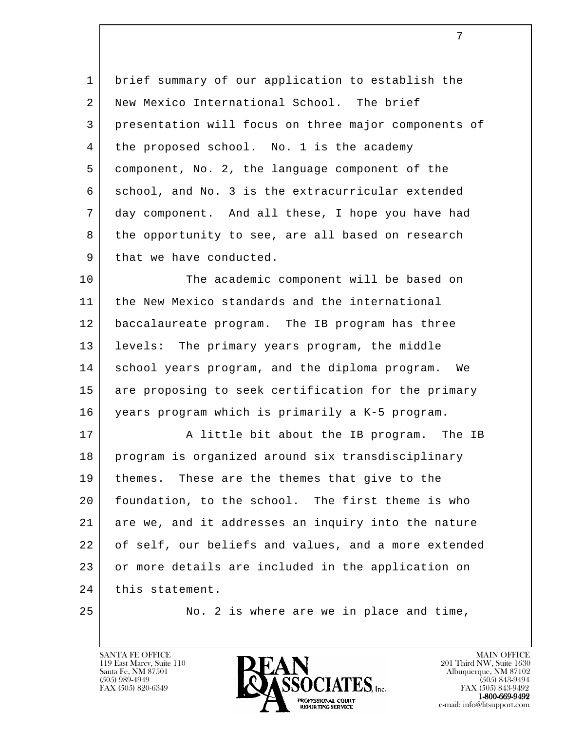1 brief summary of our application to establish the
2 New Mexico International School. The brief
3 presentation will focus on three major components of
4 the proposed school. No. 1 is the academy
5 component, No. 2, the language component of the
6 school, and No. 3 is the extracurricular extended
7 day component. And all these, I hope you have had
8 the opportunity to see, are all based on research
9 that we have conducted.

10 The academic component will be based on
11 the New Mexico standards and the international
12 baccalaureate program. The IB program has three
13 levels: The primary years program, the middle
14 school years program, and the diploma program. We
15 are proposing to seek certification for the primary
16 years program which is primarily a K-5 program.

17 A little bit about the IB program. The IB
18 program is organized around six transdisciplinary
19 themes. These are the themes that give to the
20 foundation, to the school. The first theme is who
21 are we, and it addresses an inquiry into the nature
22 of self, our beliefs and values, and a more extended
23 or more details are included in the application on
24 this statement.

25 No. 2 is where are we in place and time,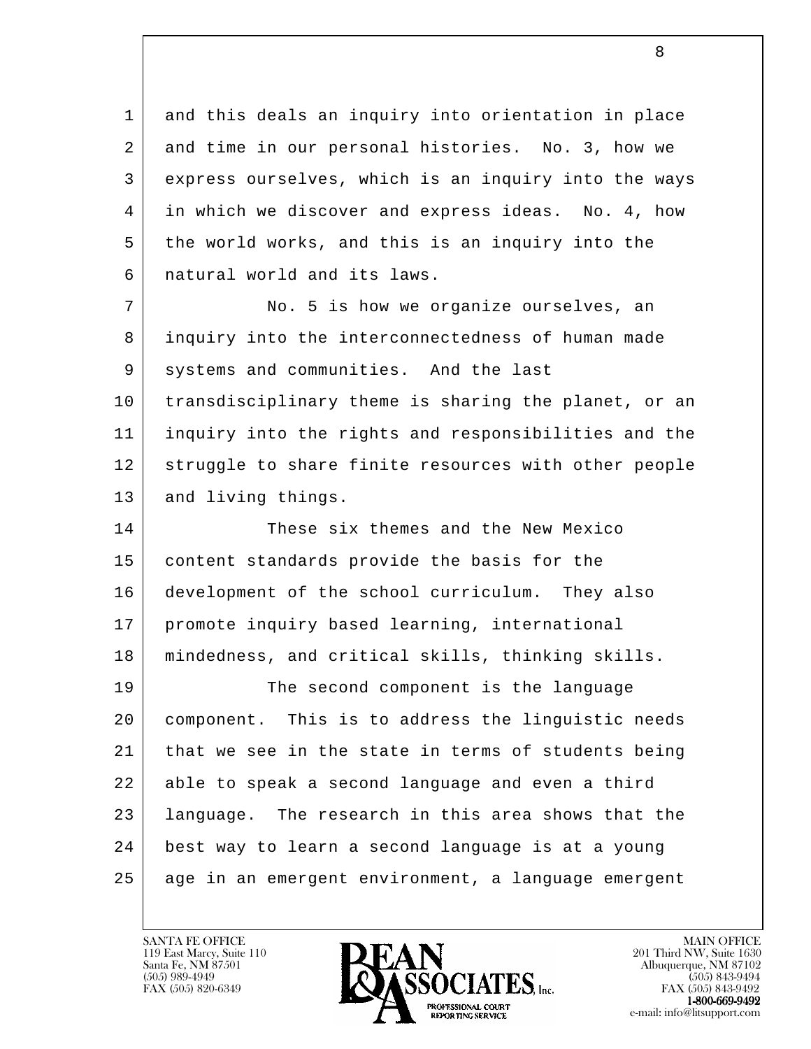and this deals an inquiry into orientation in place and time in our personal histories. No. 3, how we express ourselves, which is an inquiry into the ways in which we discover and express ideas. No. 4, how the world works, and this is an inquiry into the natural world and its laws.

No. 5 is how we organize ourselves, an inquiry into the interconnectedness of human made systems and communities. And the last transdisciplinary theme is sharing the planet, or an inquiry into the rights and responsibilities and the struggle to share finite resources with other people and living things.

These six themes and the New Mexico content standards provide the basis for the development of the school curriculum. They also promote inquiry based learning, international mindedness, and critical skills, thinking skills.

The second component is the language component. This is to address the linguistic needs that we see in the state in terms of students being able to speak a second language and even a third language. The research in this area shows that the best way to learn a second language is at a young age in an emergent environment, a language emergent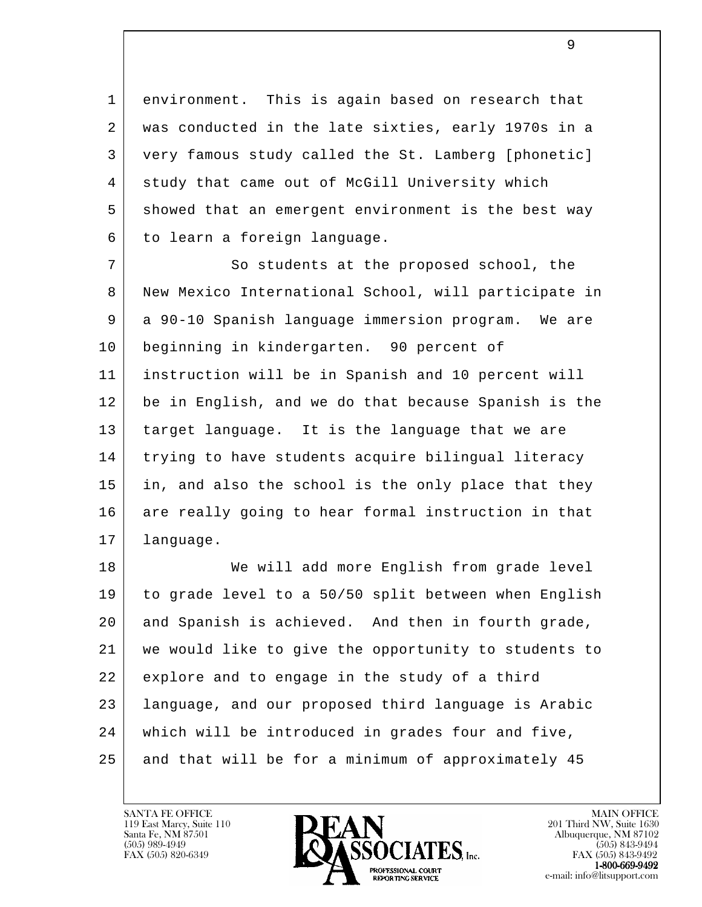environment. This is again based on research that was conducted in the late sixties, early 1970s in a very famous study called the St. Lamberg [phonetic] study that came out of McGill University which showed that an emergent environment is the best way to learn a foreign language.

So students at the proposed school, the New Mexico International School, will participate in a 90-10 Spanish language immersion program. We are beginning in kindergarten. 90 percent of instruction will be in Spanish and 10 percent will be in English, and we do that because Spanish is the target language. It is the language that we are trying to have students acquire bilingual literacy in, and also the school is the only place that they are really going to hear formal instruction in that language.

We will add more English from grade level to grade level to a 50/50 split between when English and Spanish is achieved. And then in fourth grade, we would like to give the opportunity to students to explore and to engage in the study of a third language, and our proposed third language is Arabic which will be introduced in grades four and five, and that will be for a minimum of approximately 45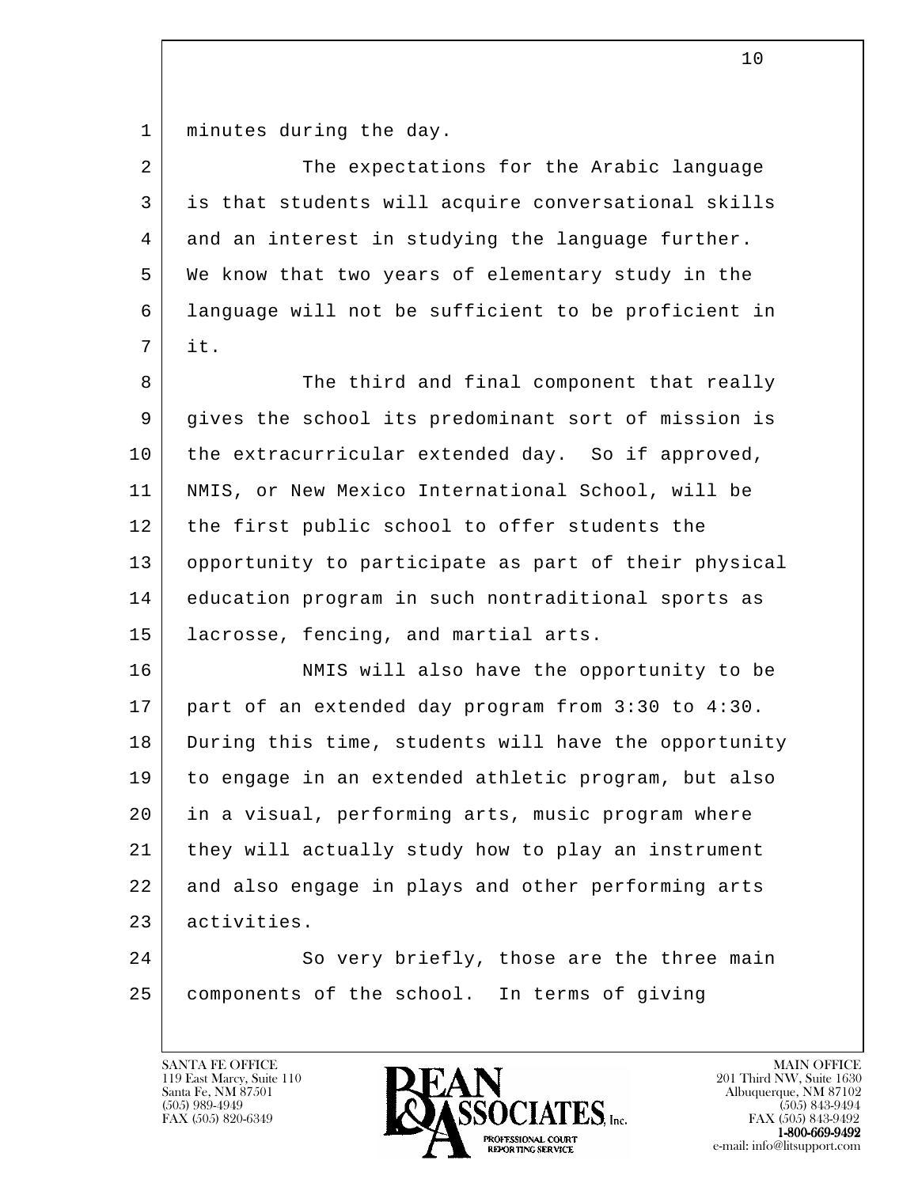minutes during the day.

The expectations for the Arabic language is that students will acquire conversational skills and an interest in studying the language further. We know that two years of elementary study in the language will not be sufficient to be proficient in it.

The third and final component that really gives the school its predominant sort of mission is the extracurricular extended day. So if approved, NMIS, or New Mexico International School, will be the first public school to offer students the opportunity to participate as part of their physical education program in such nontraditional sports as lacrosse, fencing, and martial arts.

NMIS will also have the opportunity to be part of an extended day program from 3:30 to 4:30. During this time, students will have the opportunity to engage in an extended athletic program, but also in a visual, performing arts, music program where they will actually study how to play an instrument and also engage in plays and other performing arts activities.

So very briefly, those are the three main components of the school. In terms of giving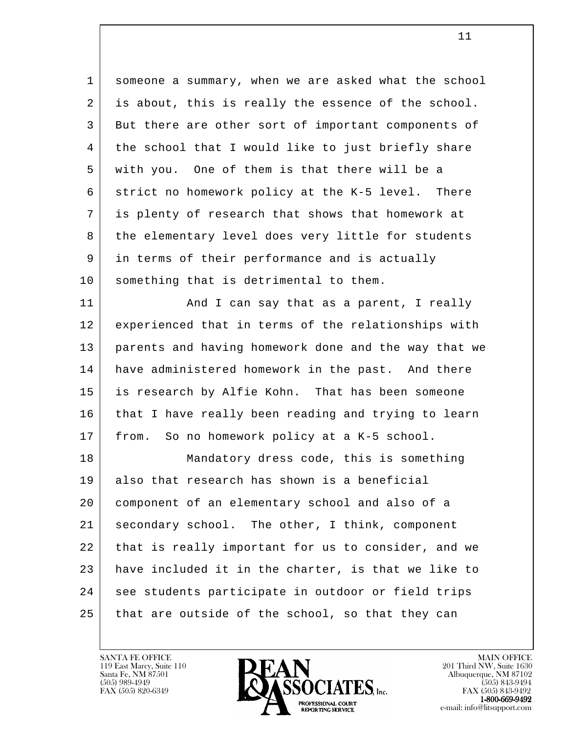someone a summary, when we are asked what the school is about, this is really the essence of the school. But there are other sort of important components of the school that I would like to just briefly share with you. One of them is that there will be a strict no homework policy at the K-5 level. There is plenty of research that shows that homework at the elementary level does very little for students in terms of their performance and is actually something that is detrimental to them.

And I can say that as a parent, I really experienced that in terms of the relationships with parents and having homework done and the way that we have administered homework in the past. And there is research by Alfie Kohn. That has been someone that I have really been reading and trying to learn from. So no homework policy at a K-5 school.

Mandatory dress code, this is something also that research has shown is a beneficial component of an elementary school and also of a secondary school. The other, I think, component that is really important for us to consider, and we have included it in the charter, is that we like to see students participate in outdoor or field trips that are outside of the school, so that they can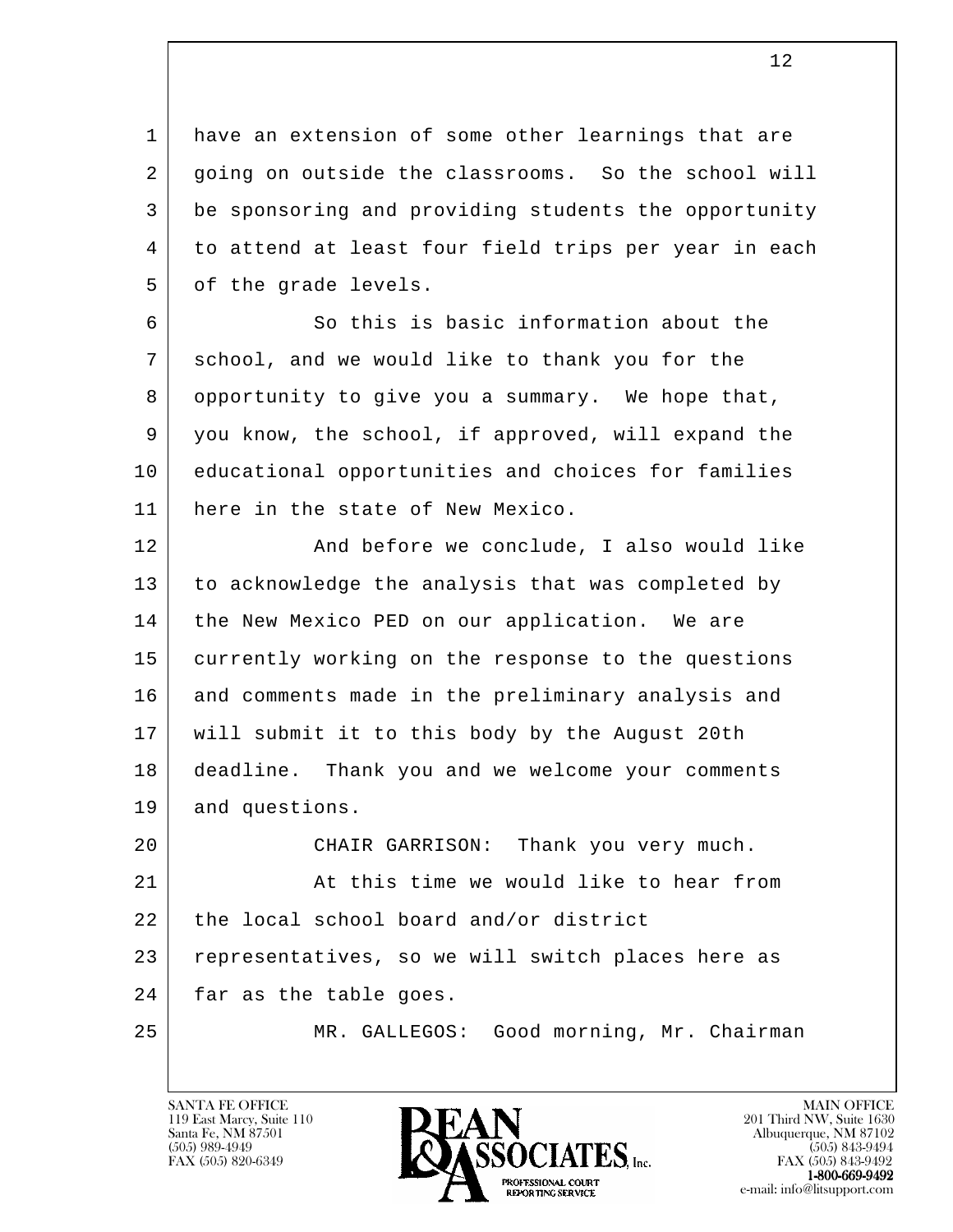have an extension of some other learnings that are going on outside the classrooms. So the school will be sponsoring and providing students the opportunity to attend at least four field trips per year in each of the grade levels.

So this is basic information about the school, and we would like to thank you for the opportunity to give you a summary. We hope that, you know, the school, if approved, will expand the educational opportunities and choices for families here in the state of New Mexico.

And before we conclude, I also would like to acknowledge the analysis that was completed by the New Mexico PED on our application. We are currently working on the response to the questions and comments made in the preliminary analysis and will submit it to this body by the August 20th deadline. Thank you and we welcome your comments and questions.

CHAIR GARRISON: Thank you very much.

At this time we would like to hear from the local school board and/or district representatives, so we will switch places here as far as the table goes.

MR. GALLEGOS: Good morning, Mr. Chairman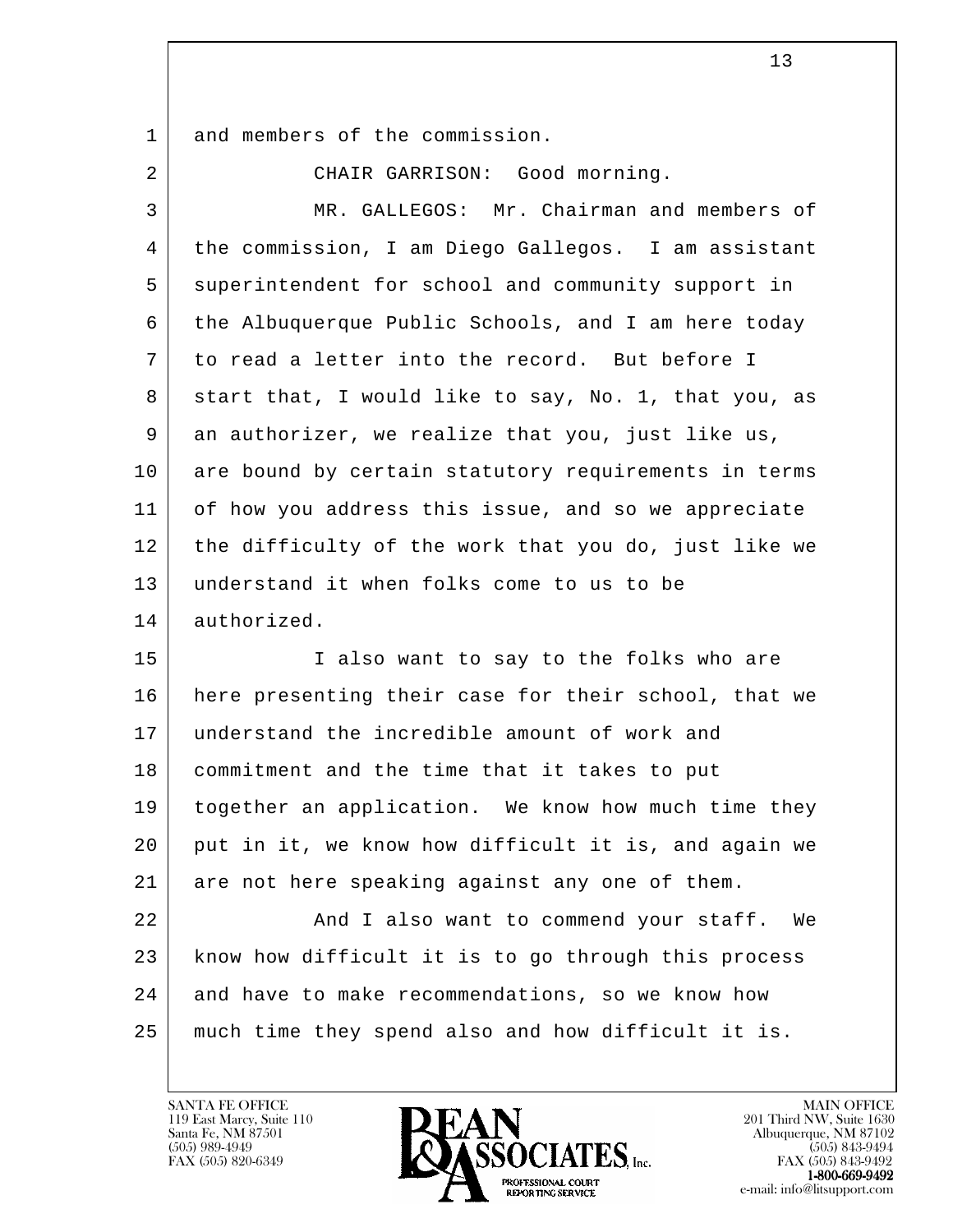and members of the commission.

CHAIR GARRISON: Good morning.

MR. GALLEGOS: Mr. Chairman and members of the commission, I am Diego Gallegos. I am assistant superintendent for school and community support in the Albuquerque Public Schools, and I am here today to read a letter into the record. But before I start that, I would like to say, No. 1, that you, as an authorizer, we realize that you, just like us, are bound by certain statutory requirements in terms of how you address this issue, and so we appreciate the difficulty of the work that you do, just like we understand it when folks come to us to be authorized.

I also want to say to the folks who are here presenting their case for their school, that we understand the incredible amount of work and commitment and the time that it takes to put together an application. We know how much time they put in it, we know how difficult it is, and again we are not here speaking against any one of them.

And I also want to commend your staff. We know how difficult it is to go through this process and have to make recommendations, so we know how much time they spend also and how difficult it is.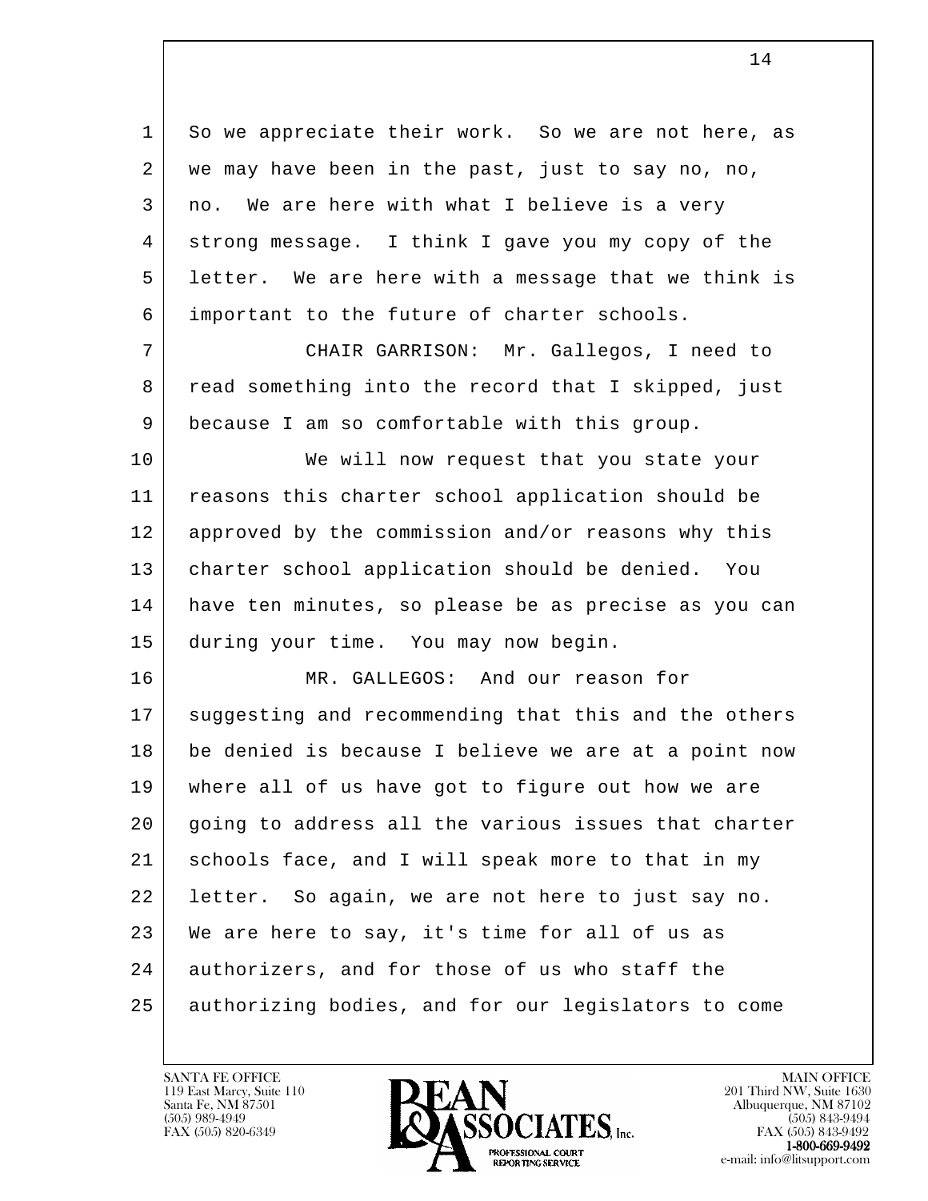So we appreciate their work. So we are not here, as we may have been in the past, just to say no, no, no. We are here with what I believe is a very strong message. I think I gave you my copy of the letter. We are here with a message that we think is important to the future of charter schools.

CHAIR GARRISON: Mr. Gallegos, I need to read something into the record that I skipped, just because I am so comfortable with this group.

We will now request that you state your reasons this charter school application should be approved by the commission and/or reasons why this charter school application should be denied. You have ten minutes, so please be as precise as you can during your time. You may now begin.

MR. GALLEGOS: And our reason for suggesting and recommending that this and the others be denied is because I believe we are at a point now where all of us have got to figure out how we are going to address all the various issues that charter schools face, and I will speak more to that in my letter. So again, we are not here to just say no. We are here to say, it's time for all of us as authorizers, and for those of us who staff the authorizing bodies, and for our legislators to come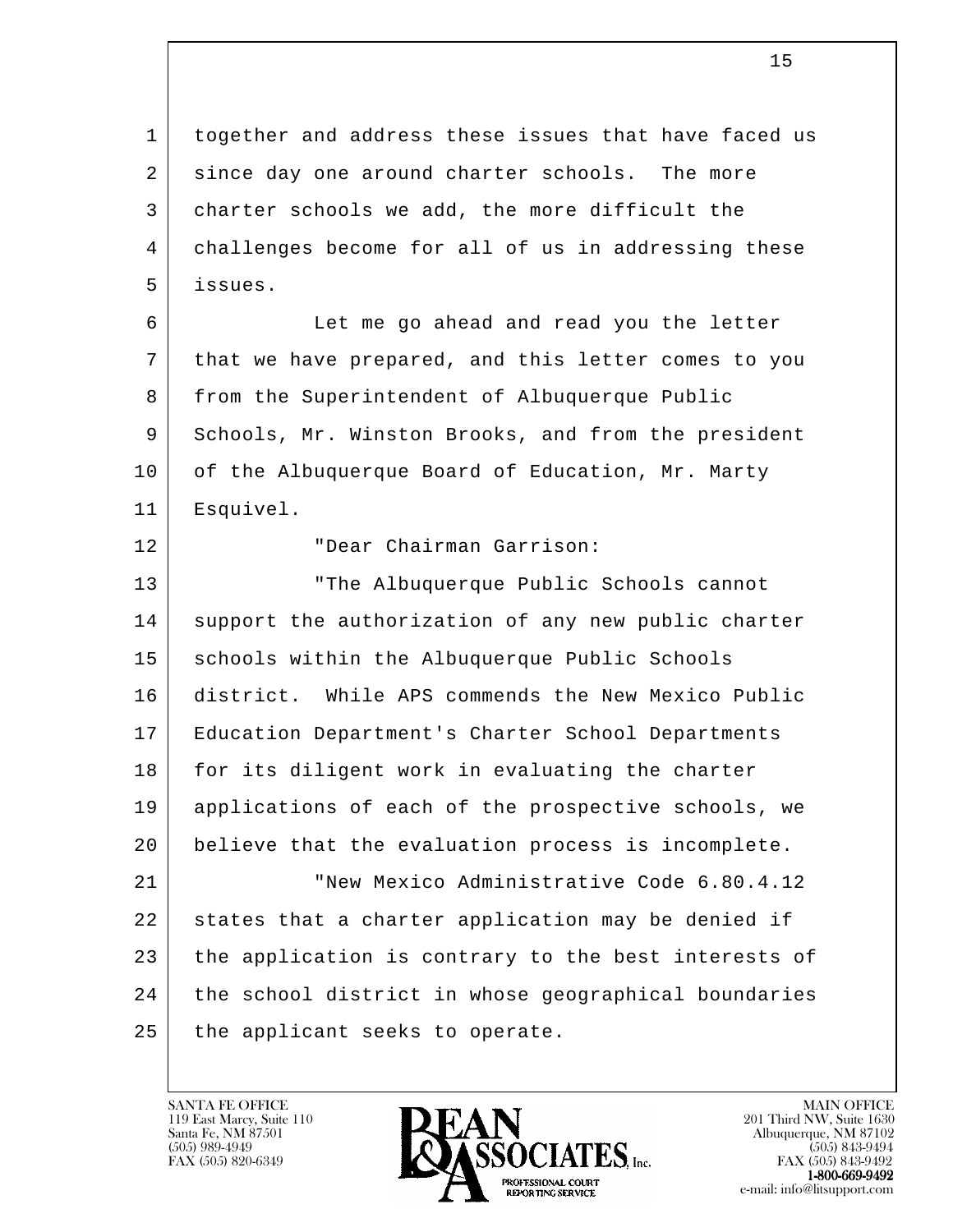together and address these issues that have faced us since day one around charter schools. The more charter schools we add, the more difficult the challenges become for all of us in addressing these issues.

Let me go ahead and read you the letter that we have prepared, and this letter comes to you from the Superintendent of Albuquerque Public Schools, Mr. Winston Brooks, and from the president of the Albuquerque Board of Education, Mr. Marty Esquivel.

"Dear Chairman Garrison:

"The Albuquerque Public Schools cannot support the authorization of any new public charter schools within the Albuquerque Public Schools district. While APS commends the New Mexico Public Education Department's Charter School Departments for its diligent work in evaluating the charter applications of each of the prospective schools, we believe that the evaluation process is incomplete.

"New Mexico Administrative Code 6.80.4.12 states that a charter application may be denied if the application is contrary to the best interests of the school district in whose geographical boundaries the applicant seeks to operate.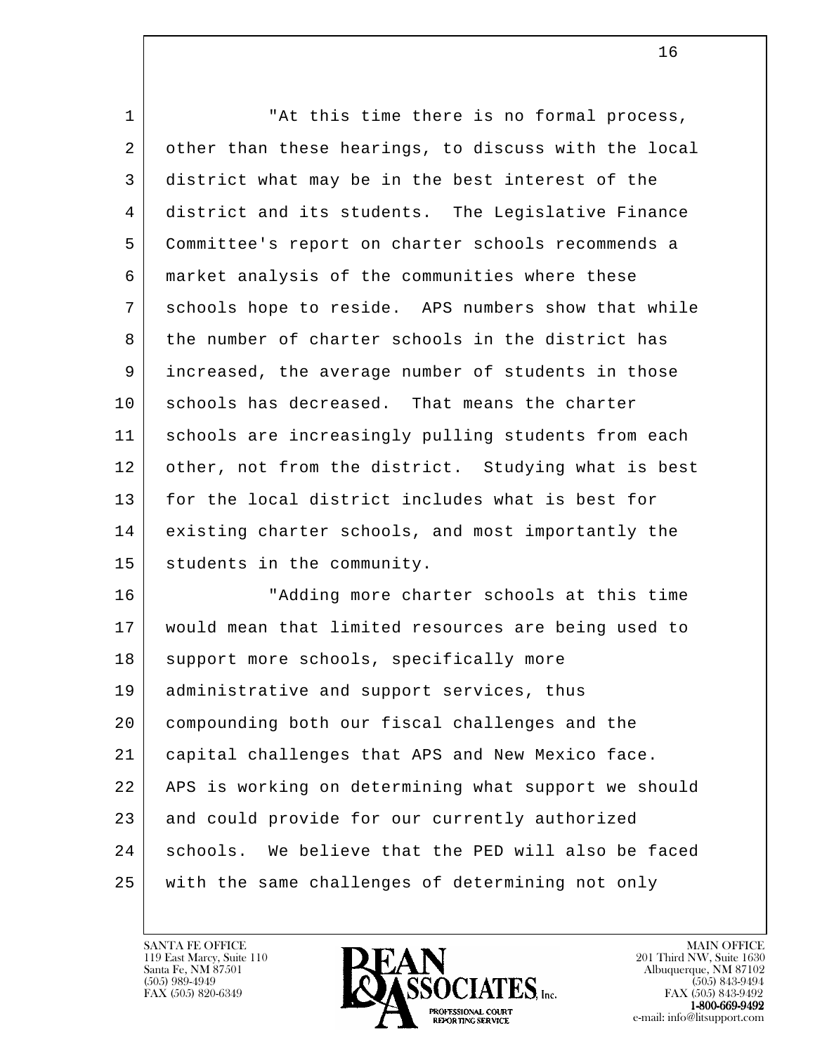"At this time there is no formal process, other than these hearings, to discuss with the local district what may be in the best interest of the district and its students. The Legislative Finance Committee's report on charter schools recommends a market analysis of the communities where these schools hope to reside. APS numbers show that while the number of charter schools in the district has increased, the average number of students in those schools has decreased. That means the charter schools are increasingly pulling students from each other, not from the district. Studying what is best for the local district includes what is best for existing charter schools, and most importantly the students in the community.

"Adding more charter schools at this time would mean that limited resources are being used to support more schools, specifically more administrative and support services, thus compounding both our fiscal challenges and the capital challenges that APS and New Mexico face. APS is working on determining what support we should and could provide for our currently authorized schools. We believe that the PED will also be faced with the same challenges of determining not only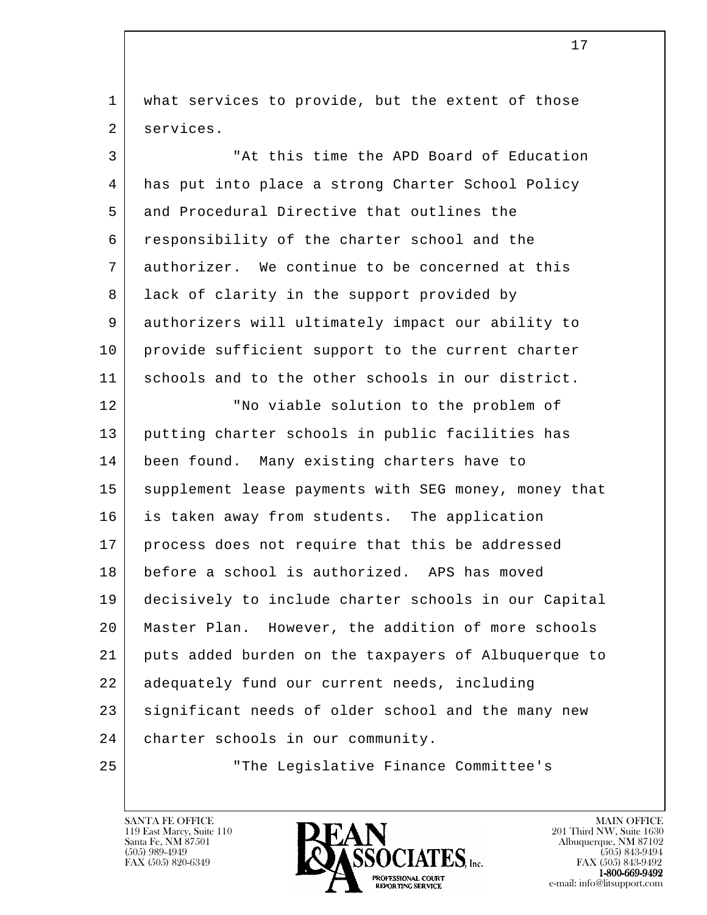what services to provide, but the extent of those services.

"At this time the APD Board of Education has put into place a strong Charter School Policy and Procedural Directive that outlines the responsibility of the charter school and the authorizer. We continue to be concerned at this lack of clarity in the support provided by authorizers will ultimately impact our ability to provide sufficient support to the current charter schools and to the other schools in our district.

"No viable solution to the problem of putting charter schools in public facilities has been found. Many existing charters have to supplement lease payments with SEG money, money that is taken away from students. The application process does not require that this be addressed before a school is authorized. APS has moved decisively to include charter schools in our Capital Master Plan. However, the addition of more schools puts added burden on the taxpayers of Albuquerque to adequately fund our current needs, including significant needs of older school and the many new charter schools in our community.

"The Legislative Finance Committee's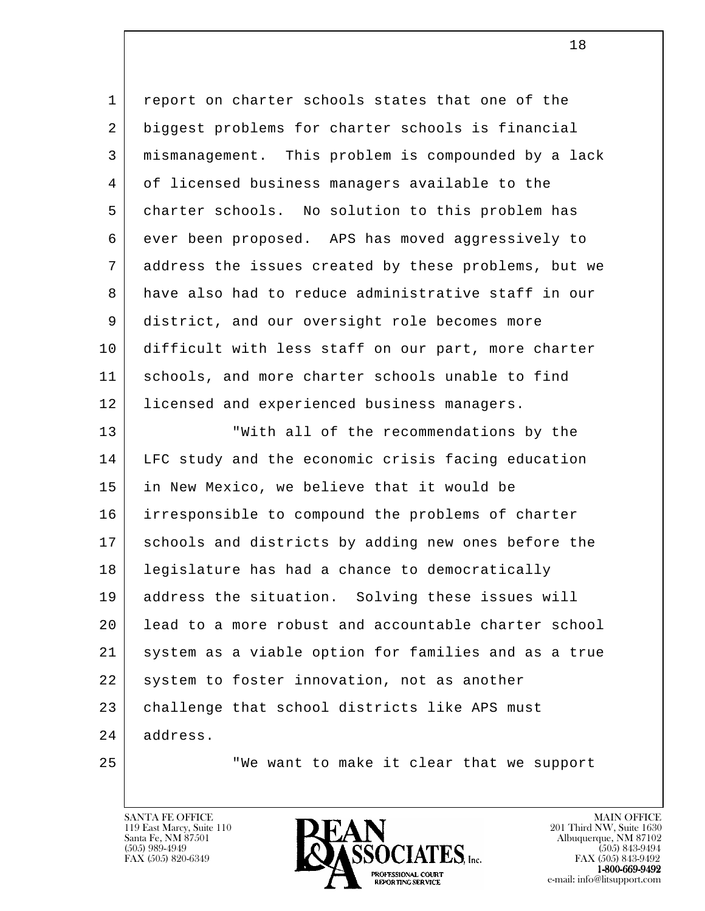report on charter schools states that one of the biggest problems for charter schools is financial mismanagement. This problem is compounded by a lack of licensed business managers available to the charter schools. No solution to this problem has ever been proposed. APS has moved aggressively to address the issues created by these problems, but we have also had to reduce administrative staff in our district, and our oversight role becomes more difficult with less staff on our part, more charter schools, and more charter schools unable to find licensed and experienced business managers.

"With all of the recommendations by the LFC study and the economic crisis facing education in New Mexico, we believe that it would be irresponsible to compound the problems of charter schools and districts by adding new ones before the legislature has had a chance to democratically address the situation. Solving these issues will lead to a more robust and accountable charter school system as a viable option for families and as a true system to foster innovation, not as another challenge that school districts like APS must address.

"We want to make it clear that we support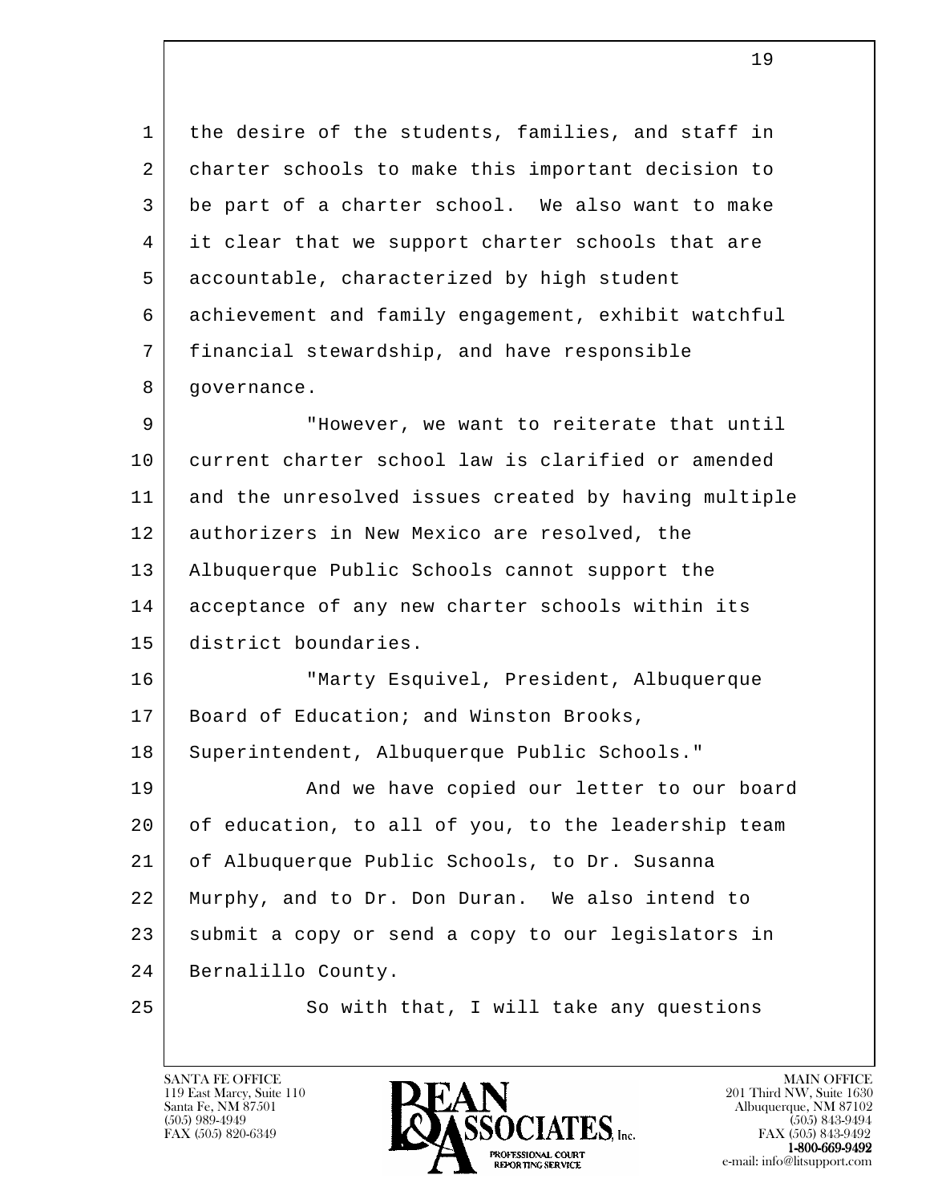the desire of the students, families, and staff in charter schools to make this important decision to be part of a charter school. We also want to make it clear that we support charter schools that are accountable, characterized by high student achievement and family engagement, exhibit watchful financial stewardship, and have responsible governance.

"However, we want to reiterate that until current charter school law is clarified or amended and the unresolved issues created by having multiple authorizers in New Mexico are resolved, the Albuquerque Public Schools cannot support the acceptance of any new charter schools within its district boundaries.

"Marty Esquivel, President, Albuquerque Board of Education; and Winston Brooks, Superintendent, Albuquerque Public Schools."

And we have copied our letter to our board of education, to all of you, to the leadership team of Albuquerque Public Schools, to Dr. Susanna Murphy, and to Dr. Don Duran. We also intend to submit a copy or send a copy to our legislators in Bernalillo County.

So with that, I will take any questions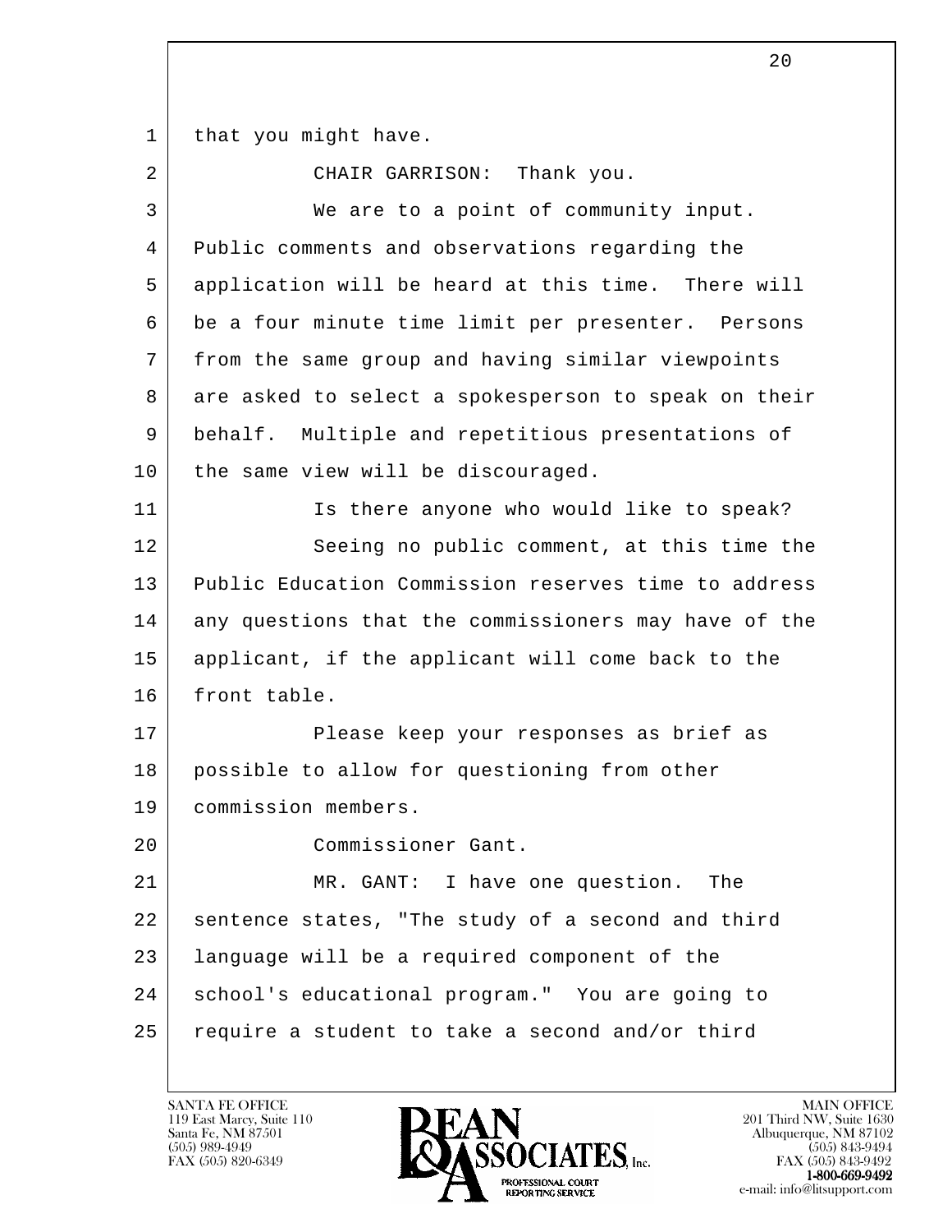that you might have.

CHAIR GARRISON: Thank you.

We are to a point of community input. Public comments and observations regarding the application will be heard at this time. There will be a four minute time limit per presenter. Persons from the same group and having similar viewpoints are asked to select a spokesperson to speak on their behalf. Multiple and repetitious presentations of the same view will be discouraged.

Is there anyone who would like to speak?

Seeing no public comment, at this time the Public Education Commission reserves time to address any questions that the commissioners may have of the applicant, if the applicant will come back to the front table.

Please keep your responses as brief as possible to allow for questioning from other commission members.

Commissioner Gant.

MR. GANT: I have one question. The sentence states, "The study of a second and third language will be a required component of the school's educational program." You are going to require a student to take a second and/or third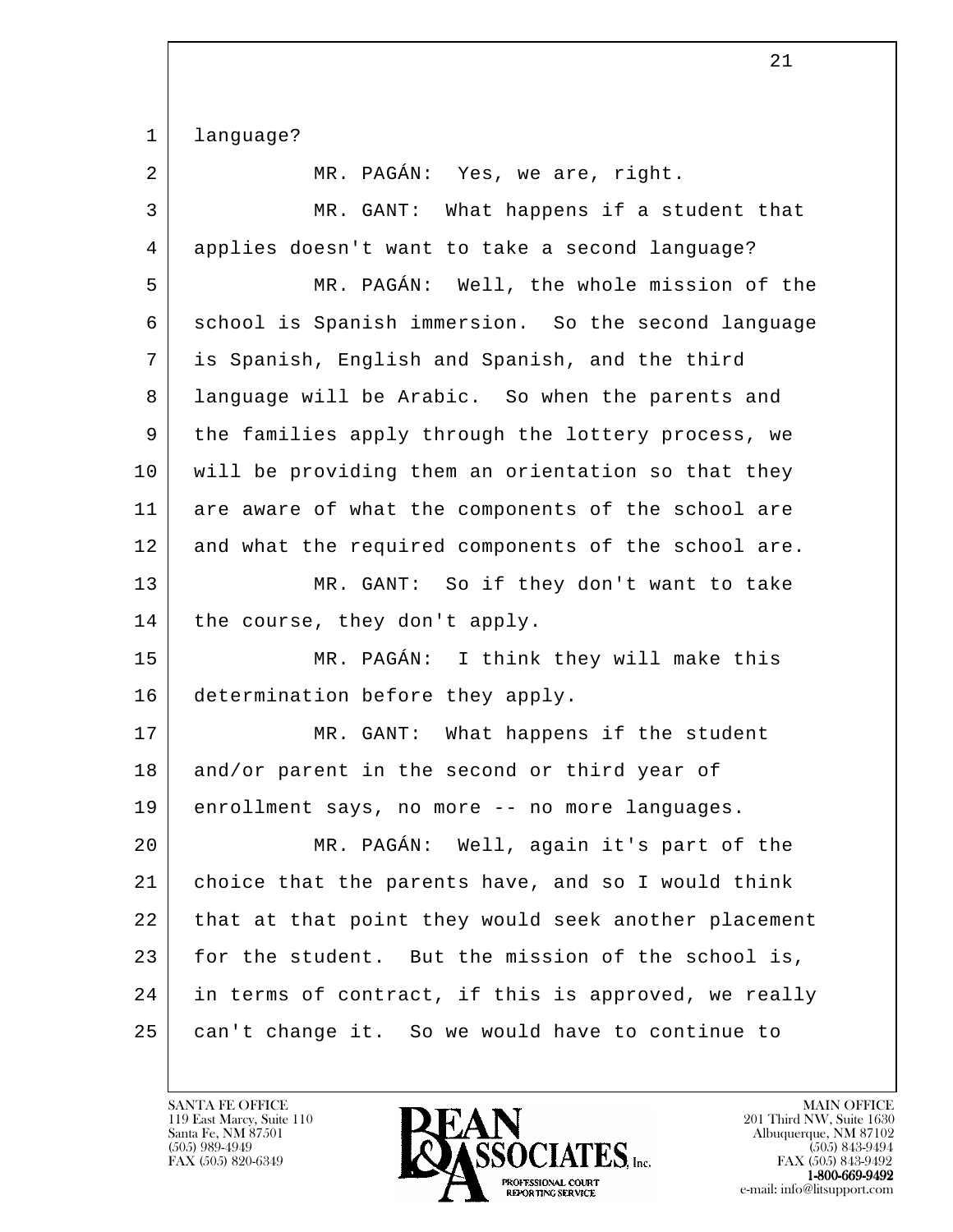language?

MR. PAGÁN: Yes, we are, right.

MR. GANT: What happens if a student that applies doesn't want to take a second language?

MR. PAGÁN: Well, the whole mission of the school is Spanish immersion. So the second language is Spanish, English and Spanish, and the third language will be Arabic. So when the parents and the families apply through the lottery process, we will be providing them an orientation so that they are aware of what the components of the school are and what the required components of the school are.

MR. GANT: So if they don't want to take the course, they don't apply.

MR. PAGÁN: I think they will make this determination before they apply.

MR. GANT: What happens if the student and/or parent in the second or third year of enrollment says, no more -- no more languages.

MR. PAGÁN: Well, again it's part of the choice that the parents have, and so I would think that at that point they would seek another placement for the student. But the mission of the school is, in terms of contract, if this is approved, we really can't change it. So we would have to continue to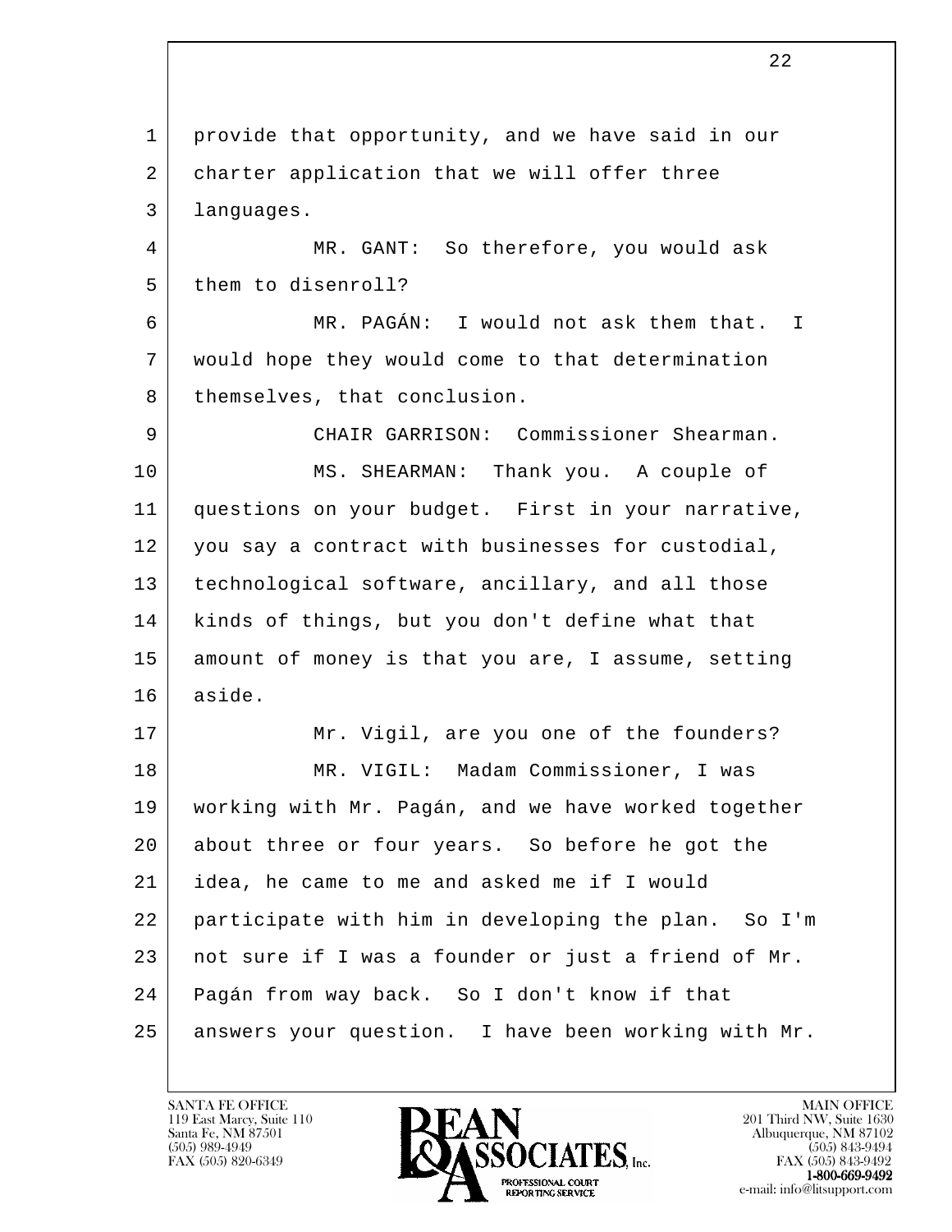provide that opportunity, and we have said in our charter application that we will offer three languages.

MR. GANT: So therefore, you would ask them to disenroll?

MR. PAGÁN: I would not ask them that. I would hope they would come to that determination themselves, that conclusion.

CHAIR GARRISON: Commissioner Shearman.

MS. SHEARMAN: Thank you. A couple of questions on your budget. First in your narrative, you say a contract with businesses for custodial, technological software, ancillary, and all those kinds of things, but you don't define what that amount of money is that you are, I assume, setting aside.

Mr. Vigil, are you one of the founders?

MR. VIGIL: Madam Commissioner, I was working with Mr. Pagán, and we have worked together about three or four years. So before he got the idea, he came to me and asked me if I would participate with him in developing the plan. So I'm not sure if I was a founder or just a friend of Mr. Pagán from way back. So I don't know if that answers your question. I have been working with Mr.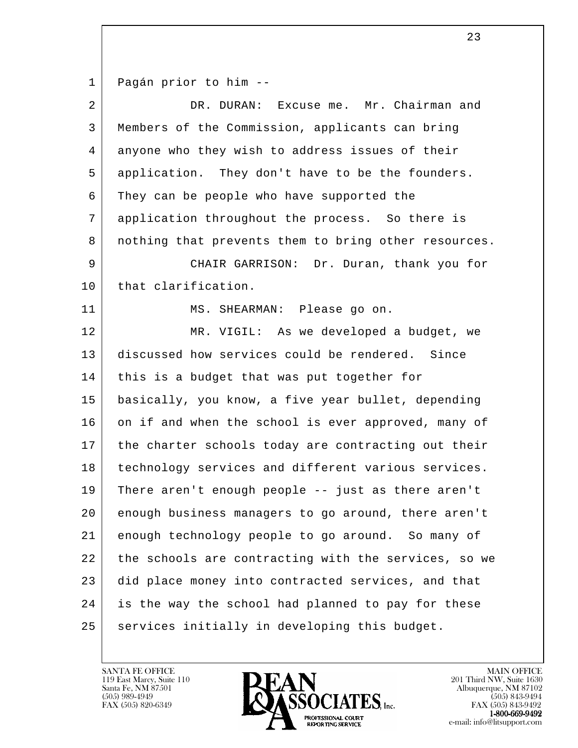Pagán prior to him --

DR. DURAN: Excuse me. Mr. Chairman and Members of the Commission, applicants can bring anyone who they wish to address issues of their application. They don't have to be the founders. They can be people who have supported the application throughout the process. So there is nothing that prevents them to bring other resources.

CHAIR GARRISON: Dr. Duran, thank you for that clarification.

MS. SHEARMAN: Please go on.

MR. VIGIL: As we developed a budget, we discussed how services could be rendered. Since this is a budget that was put together for basically, you know, a five year bullet, depending on if and when the school is ever approved, many of the charter schools today are contracting out their technology services and different various services. There aren't enough people -- just as there aren't enough business managers to go around, there aren't enough technology people to go around. So many of the schools are contracting with the services, so we did place money into contracted services, and that is the way the school had planned to pay for these services initially in developing this budget.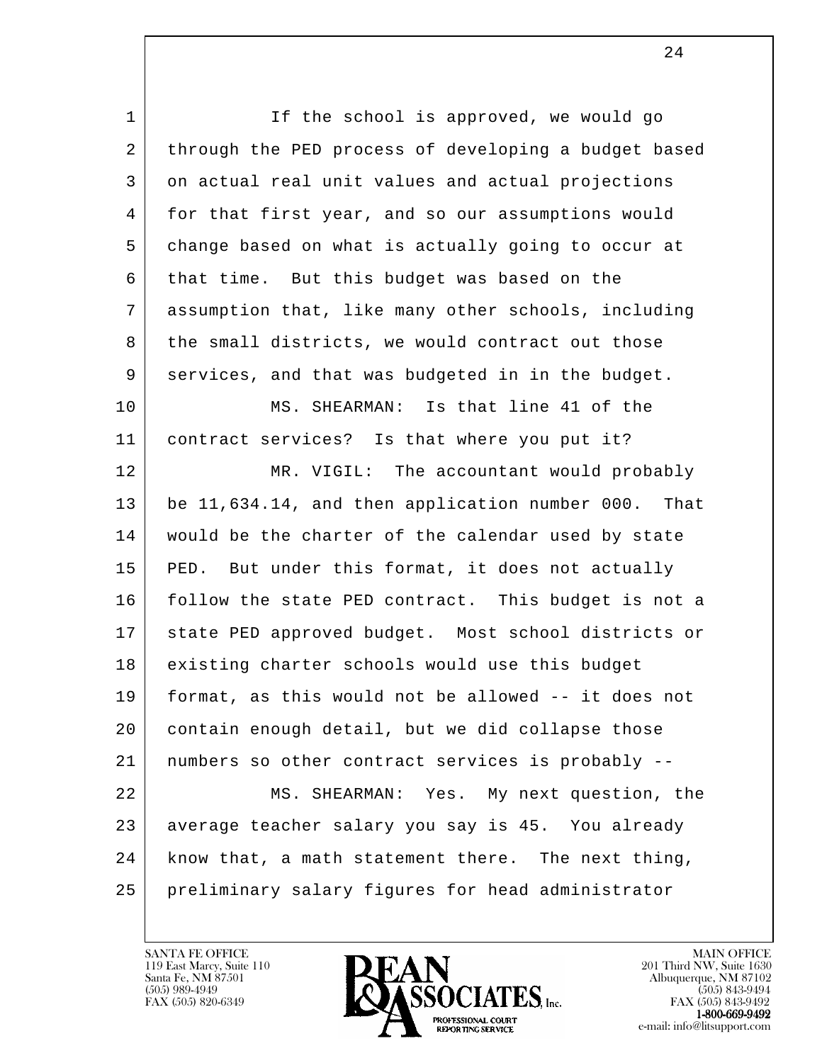If the school is approved, we would go through the PED process of developing a budget based on actual real unit values and actual projections for that first year, and so our assumptions would change based on what is actually going to occur at that time. But this budget was based on the assumption that, like many other schools, including the small districts, we would contract out those services, and that was budgeted in in the budget.

MS. SHEARMAN: Is that line 41 of the contract services? Is that where you put it?

MR. VIGIL: The accountant would probably be 11,634.14, and then application number 000. That would be the charter of the calendar used by state PED. But under this format, it does not actually follow the state PED contract. This budget is not a state PED approved budget. Most school districts or existing charter schools would use this budget format, as this would not be allowed -- it does not contain enough detail, but we did collapse those numbers so other contract services is probably --

MS. SHEARMAN: Yes. My next question, the average teacher salary you say is 45. You already know that, a math statement there. The next thing, preliminary salary figures for head administrator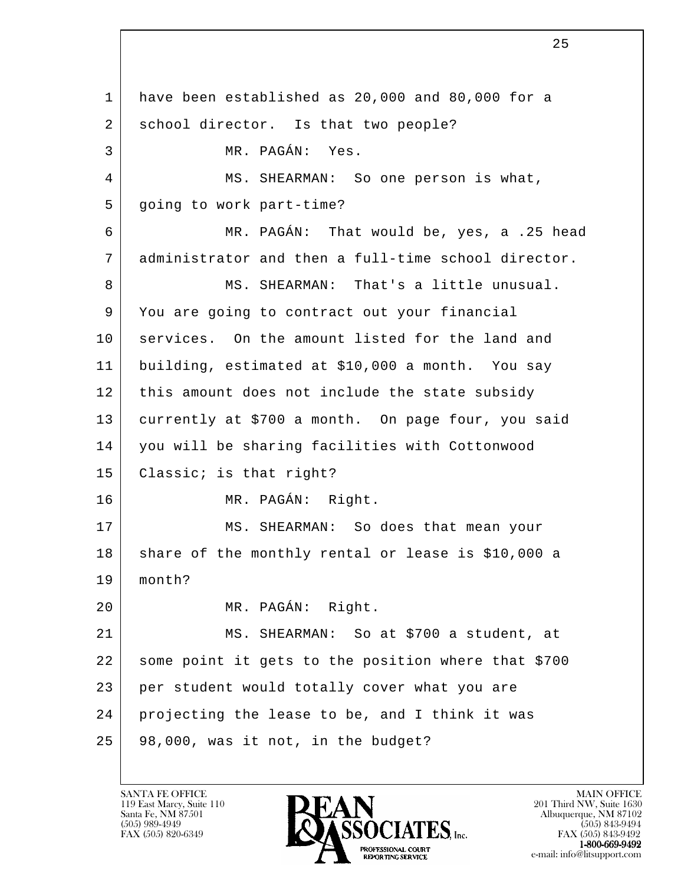have been established as 20,000 and 80,000 for a school director. Is that two people?

MR. PAGÁN: Yes.

MS. SHEARMAN: So one person is what, going to work part-time?

MR. PAGÁN: That would be, yes, a .25 head administrator and then a full-time school director.

MS. SHEARMAN: That's a little unusual. You are going to contract out your financial services. On the amount listed for the land and building, estimated at $10,000 a month. You say this amount does not include the state subsidy currently at $700 a month. On page four, you said you will be sharing facilities with Cottonwood Classic; is that right?

MR. PAGÁN: Right.

MS. SHEARMAN: So does that mean your share of the monthly rental or lease is $10,000 a month?

MR. PAGÁN: Right.

MS. SHEARMAN: So at $700 a student, at some point it gets to the position where that $700 per student would totally cover what you are projecting the lease to be, and I think it was 98,000, was it not, in the budget?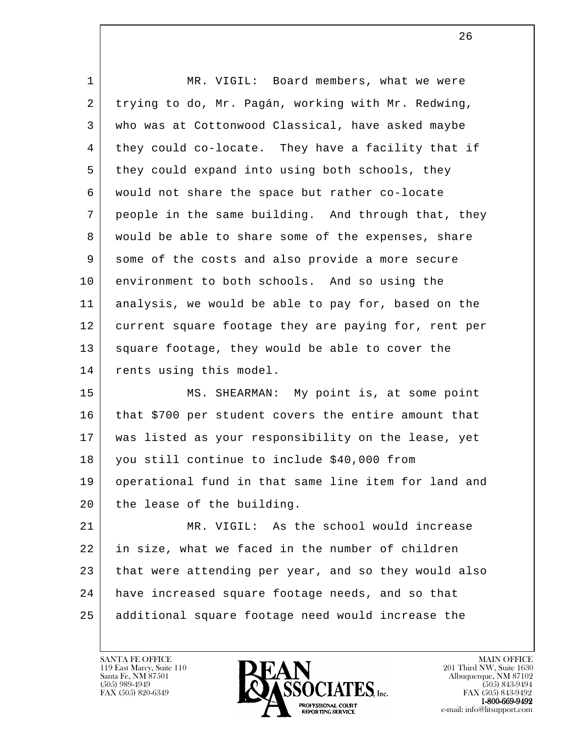MR. VIGIL: Board members, what we were trying to do, Mr. Pagán, working with Mr. Redwing, who was at Cottonwood Classical, have asked maybe they could co-locate. They have a facility that if they could expand into using both schools, they would not share the space but rather co-locate people in the same building. And through that, they would be able to share some of the expenses, share some of the costs and also provide a more secure environment to both schools. And so using the analysis, we would be able to pay for, based on the current square footage they are paying for, rent per square footage, they would be able to cover the rents using this model.

MS. SHEARMAN: My point is, at some point that $700 per student covers the entire amount that was listed as your responsibility on the lease, yet you still continue to include $40,000 from operational fund in that same line item for land and the lease of the building.

MR. VIGIL: As the school would increase in size, what we faced in the number of children that were attending per year, and so they would also have increased square footage needs, and so that additional square footage need would increase the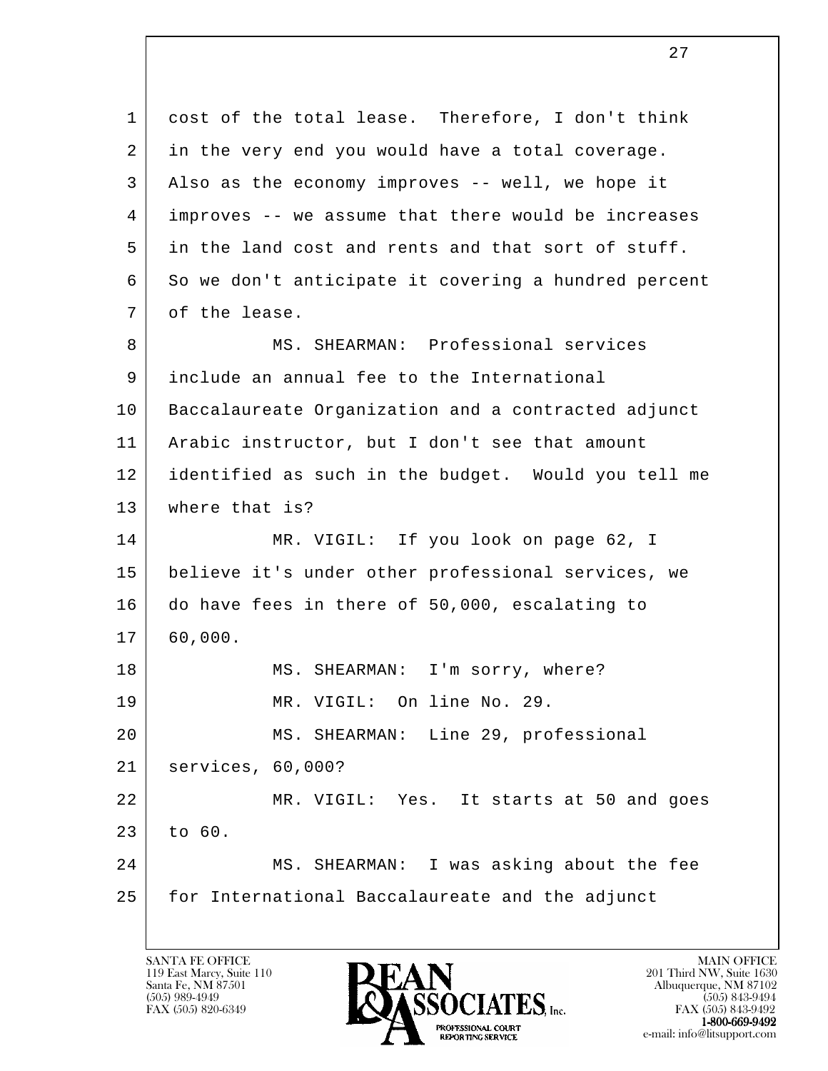cost of the total lease. Therefore, I don't think in the very end you would have a total coverage. Also as the economy improves -- well, we hope it improves -- we assume that there would be increases in the land cost and rents and that sort of stuff. So we don't anticipate it covering a hundred percent of the lease.

MS. SHEARMAN: Professional services include an annual fee to the International Baccalaureate Organization and a contracted adjunct Arabic instructor, but I don't see that amount identified as such in the budget. Would you tell me where that is?

MR. VIGIL: If you look on page 62, I believe it's under other professional services, we do have fees in there of 50,000, escalating to 60,000.

MS. SHEARMAN: I'm sorry, where?

MR. VIGIL: On line No. 29.

MS. SHEARMAN: Line 29, professional services, 60,000?

MR. VIGIL: Yes. It starts at 50 and goes to 60.

MS. SHEARMAN: I was asking about the fee for International Baccalaureate and the adjunct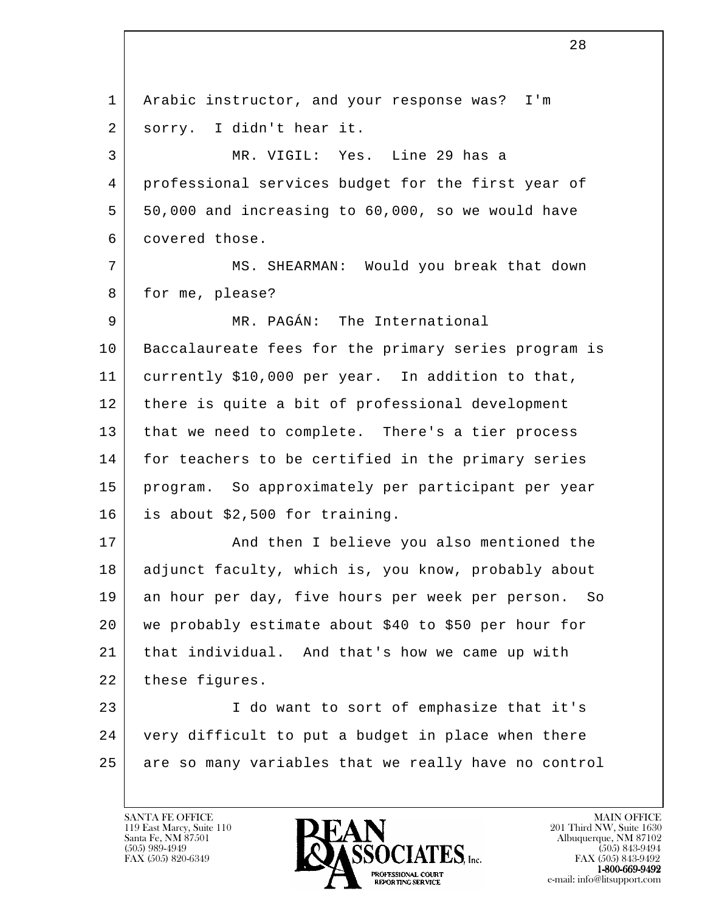Arabic instructor, and your response was? I'm sorry. I didn't hear it.

MR. VIGIL: Yes. Line 29 has a professional services budget for the first year of 50,000 and increasing to 60,000, so we would have covered those.

MS. SHEARMAN: Would you break that down for me, please?

MR. PAGÁN: The International Baccalaureate fees for the primary series program is currently $10,000 per year. In addition to that, there is quite a bit of professional development that we need to complete. There's a tier process for teachers to be certified in the primary series program. So approximately per participant per year is about $2,500 for training.

And then I believe you also mentioned the adjunct faculty, which is, you know, probably about an hour per day, five hours per week per person. So we probably estimate about $40 to $50 per hour for that individual. And that's how we came up with these figures.

I do want to sort of emphasize that it's very difficult to put a budget in place when there are so many variables that we really have no control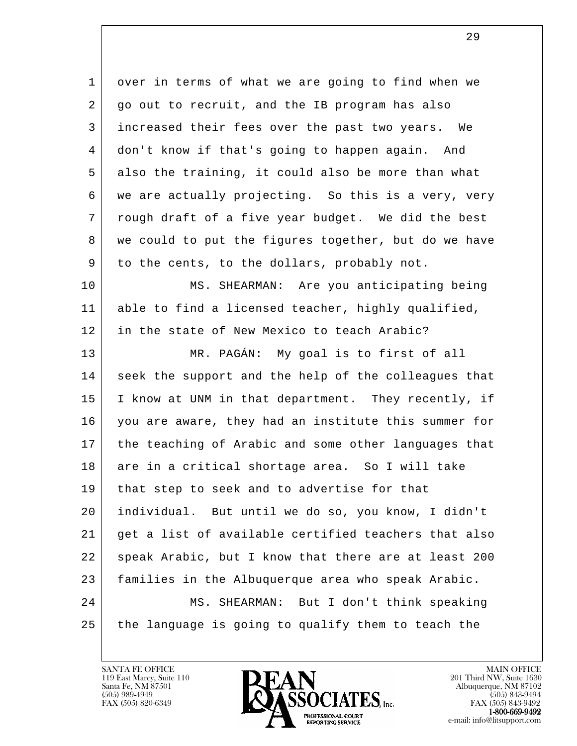over in terms of what we are going to find when we go out to recruit, and the IB program has also increased their fees over the past two years. We don't know if that's going to happen again. And also the training, it could also be more than what we are actually projecting. So this is a very, very rough draft of a five year budget. We did the best we could to put the figures together, but do we have to the cents, to the dollars, probably not.

MS. SHEARMAN: Are you anticipating being able to find a licensed teacher, highly qualified, in the state of New Mexico to teach Arabic?

MR. PAGÁN: My goal is to first of all seek the support and the help of the colleagues that I know at UNM in that department. They recently, if you are aware, they had an institute this summer for the teaching of Arabic and some other languages that are in a critical shortage area. So I will take that step to seek and to advertise for that individual. But until we do so, you know, I didn't get a list of available certified teachers that also speak Arabic, but I know that there are at least 200 families in the Albuquerque area who speak Arabic.

MS. SHEARMAN: But I don't think speaking the language is going to qualify them to teach the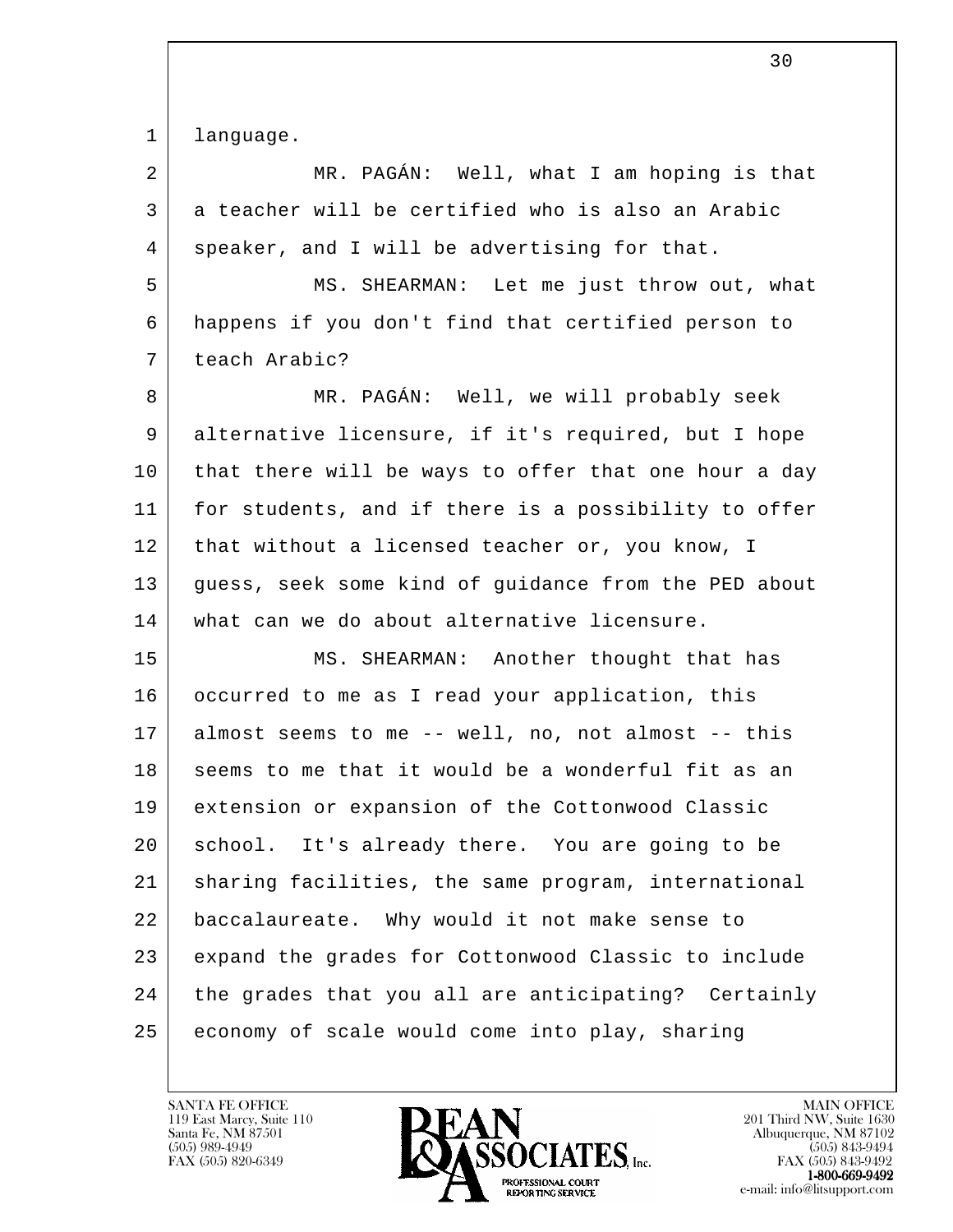language.

MR. PAGÁN: Well, what I am hoping is that a teacher will be certified who is also an Arabic speaker, and I will be advertising for that.

MS. SHEARMAN: Let me just throw out, what happens if you don't find that certified person to teach Arabic?

MR. PAGÁN: Well, we will probably seek alternative licensure, if it's required, but I hope that there will be ways to offer that one hour a day for students, and if there is a possibility to offer that without a licensed teacher or, you know, I guess, seek some kind of guidance from the PED about what can we do about alternative licensure.

MS. SHEARMAN: Another thought that has occurred to me as I read your application, this almost seems to me -- well, no, not almost -- this seems to me that it would be a wonderful fit as an extension or expansion of the Cottonwood Classic school. It's already there. You are going to be sharing facilities, the same program, international baccalaureate. Why would it not make sense to expand the grades for Cottonwood Classic to include the grades that you all are anticipating? Certainly economy of scale would come into play, sharing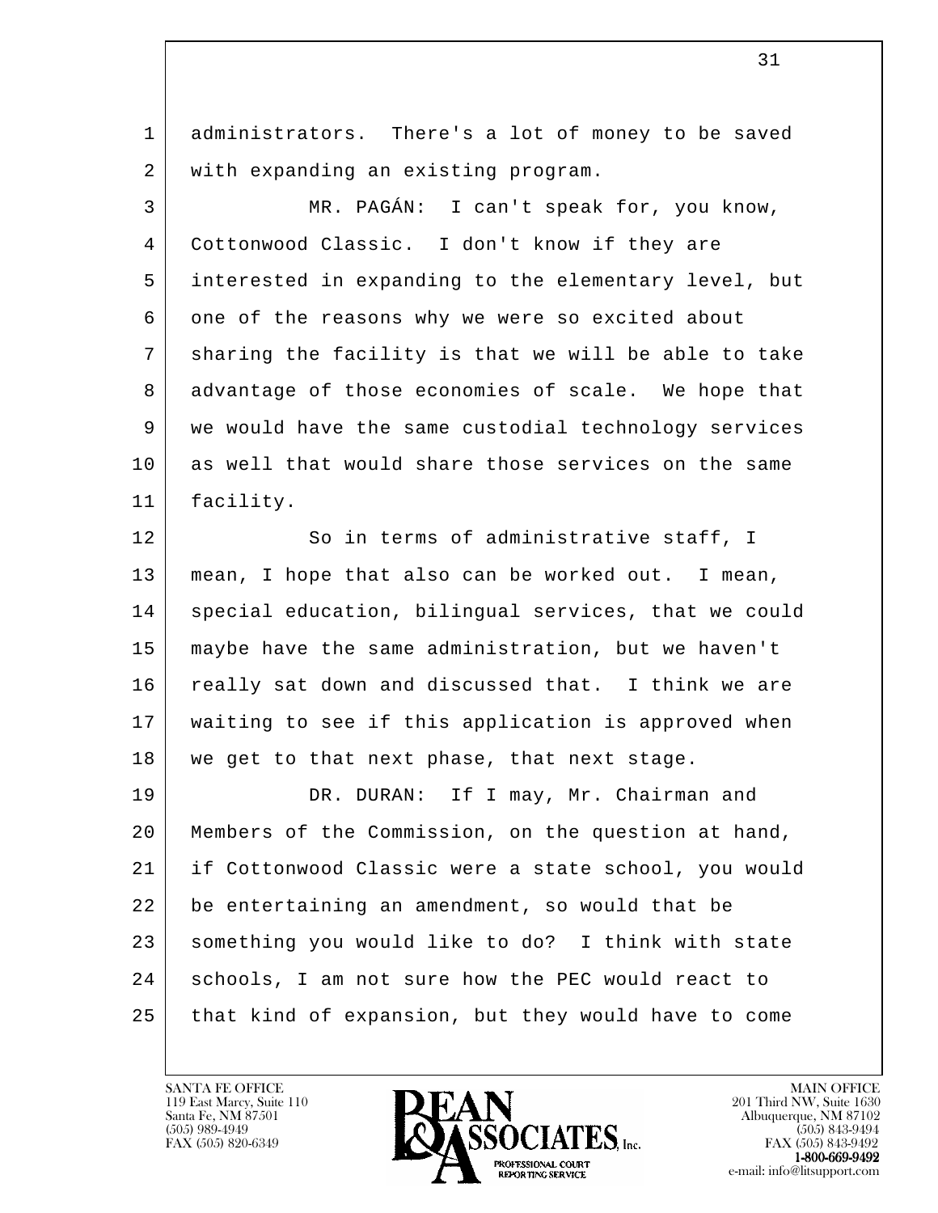administrators. There's a lot of money to be saved with expanding an existing program.

MR. PAGÁN: I can't speak for, you know, Cottonwood Classic. I don't know if they are interested in expanding to the elementary level, but one of the reasons why we were so excited about sharing the facility is that we will be able to take advantage of those economies of scale. We hope that we would have the same custodial technology services as well that would share those services on the same facility.

So in terms of administrative staff, I mean, I hope that also can be worked out. I mean, special education, bilingual services, that we could maybe have the same administration, but we haven't really sat down and discussed that. I think we are waiting to see if this application is approved when we get to that next phase, that next stage.

DR. DURAN: If I may, Mr. Chairman and Members of the Commission, on the question at hand, if Cottonwood Classic were a state school, you would be entertaining an amendment, so would that be something you would like to do? I think with state schools, I am not sure how the PEC would react to that kind of expansion, but they would have to come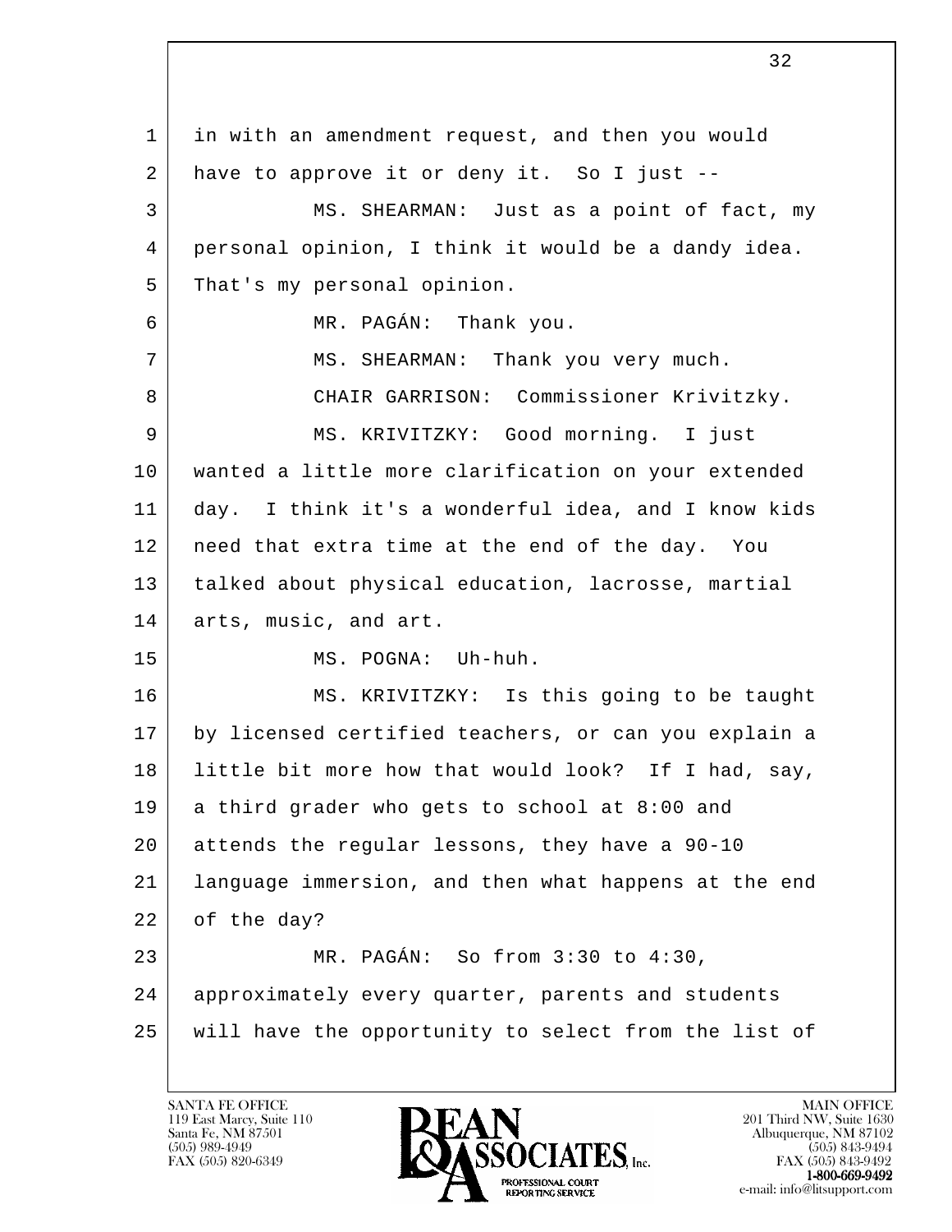in with an amendment request, and then you would have to approve it or deny it. So I just --

MS. SHEARMAN: Just as a point of fact, my personal opinion, I think it would be a dandy idea. That's my personal opinion.

MR. PAGÁN: Thank you.

MS. SHEARMAN: Thank you very much.

CHAIR GARRISON: Commissioner Krivitzky.

MS. KRIVITZKY: Good morning. I just wanted a little more clarification on your extended day. I think it's a wonderful idea, and I know kids need that extra time at the end of the day. You talked about physical education, lacrosse, martial arts, music, and art.

MS. POGNA: Uh-huh.

MS. KRIVITZKY: Is this going to be taught by licensed certified teachers, or can you explain a little bit more how that would look? If I had, say, a third grader who gets to school at 8:00 and attends the regular lessons, they have a 90-10 language immersion, and then what happens at the end of the day?

MR. PAGÁN: So from 3:30 to 4:30, approximately every quarter, parents and students will have the opportunity to select from the list of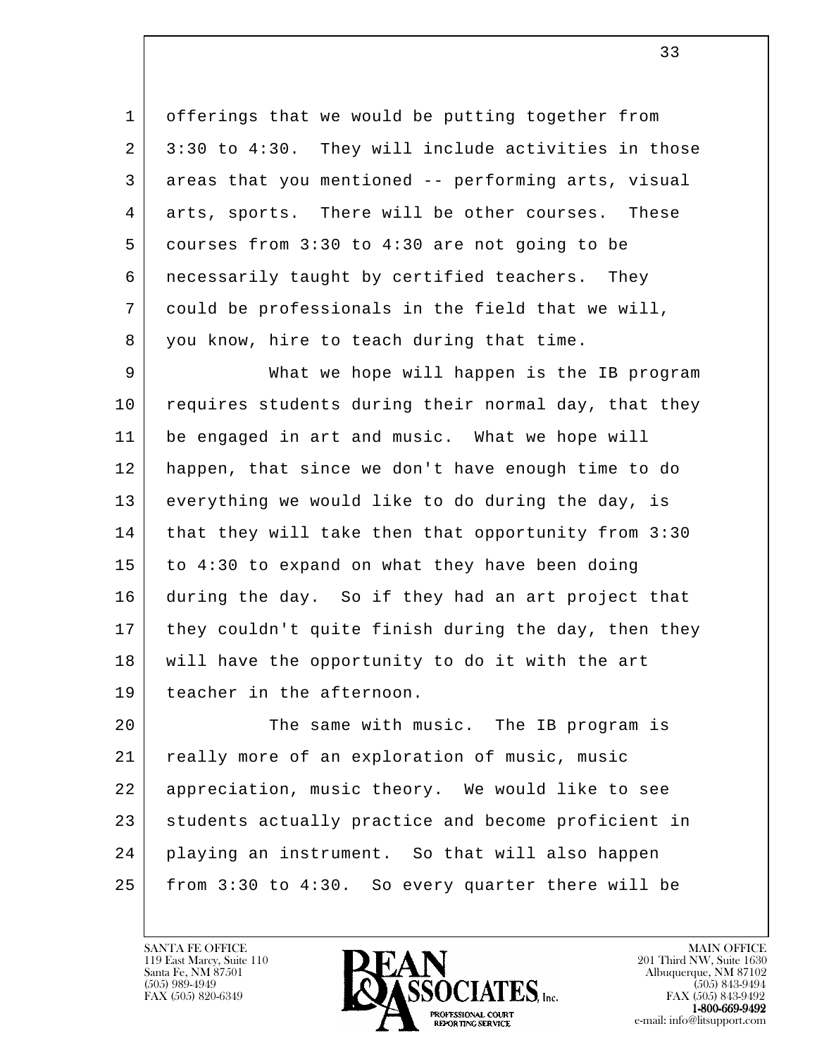offerings that we would be putting together from 3:30 to 4:30. They will include activities in those areas that you mentioned -- performing arts, visual arts, sports. There will be other courses. These courses from 3:30 to 4:30 are not going to be necessarily taught by certified teachers. They could be professionals in the field that we will, you know, hire to teach during that time.

What we hope will happen is the IB program requires students during their normal day, that they be engaged in art and music. What we hope will happen, that since we don't have enough time to do everything we would like to do during the day, is that they will take then that opportunity from 3:30 to 4:30 to expand on what they have been doing during the day. So if they had an art project that they couldn't quite finish during the day, then they will have the opportunity to do it with the art teacher in the afternoon.

The same with music. The IB program is really more of an exploration of music, music appreciation, music theory. We would like to see students actually practice and become proficient in playing an instrument. So that will also happen from 3:30 to 4:30. So every quarter there will be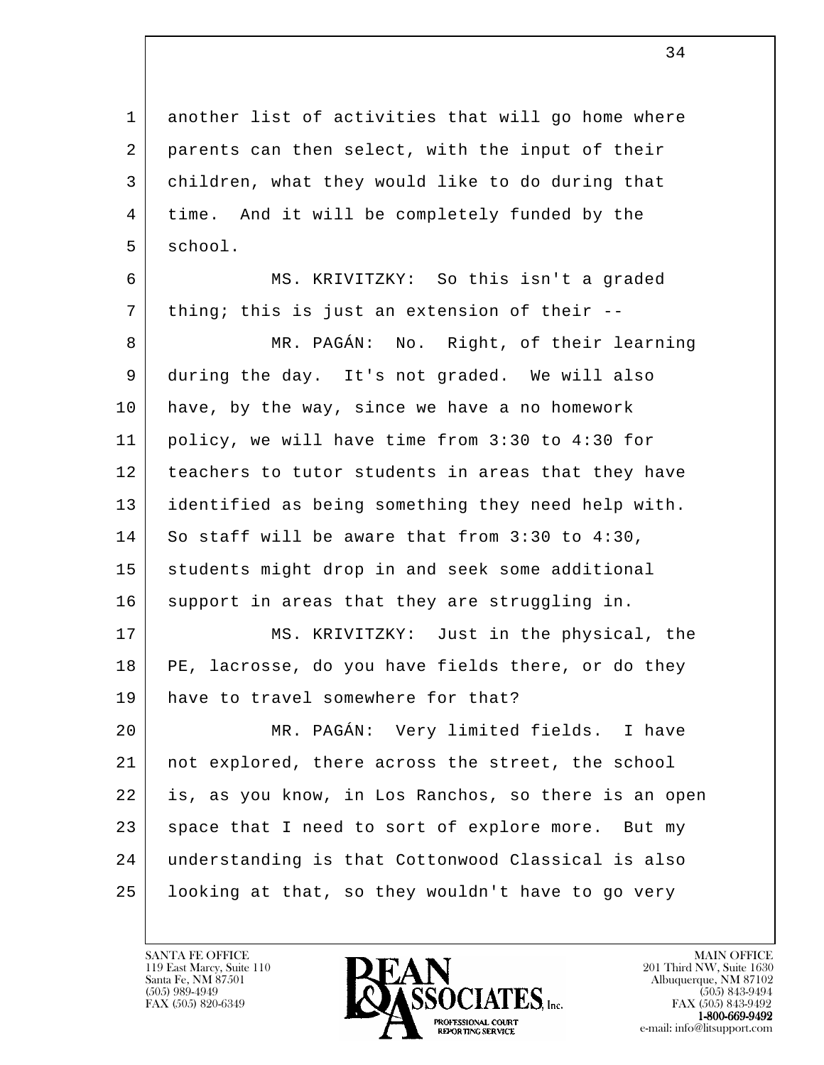another list of activities that will go home where parents can then select, with the input of their children, what they would like to do during that time. And it will be completely funded by the school.

MS. KRIVITZKY: So this isn't a graded thing; this is just an extension of their --

MR. PAGÁN: No. Right, of their learning during the day. It's not graded. We will also have, by the way, since we have a no homework policy, we will have time from 3:30 to 4:30 for teachers to tutor students in areas that they have identified as being something they need help with. So staff will be aware that from 3:30 to 4:30, students might drop in and seek some additional support in areas that they are struggling in.

MS. KRIVITZKY: Just in the physical, the PE, lacrosse, do you have fields there, or do they have to travel somewhere for that?

MR. PAGÁN: Very limited fields. I have not explored, there across the street, the school is, as you know, in Los Ranchos, so there is an open space that I need to sort of explore more. But my understanding is that Cottonwood Classical is also looking at that, so they wouldn't have to go very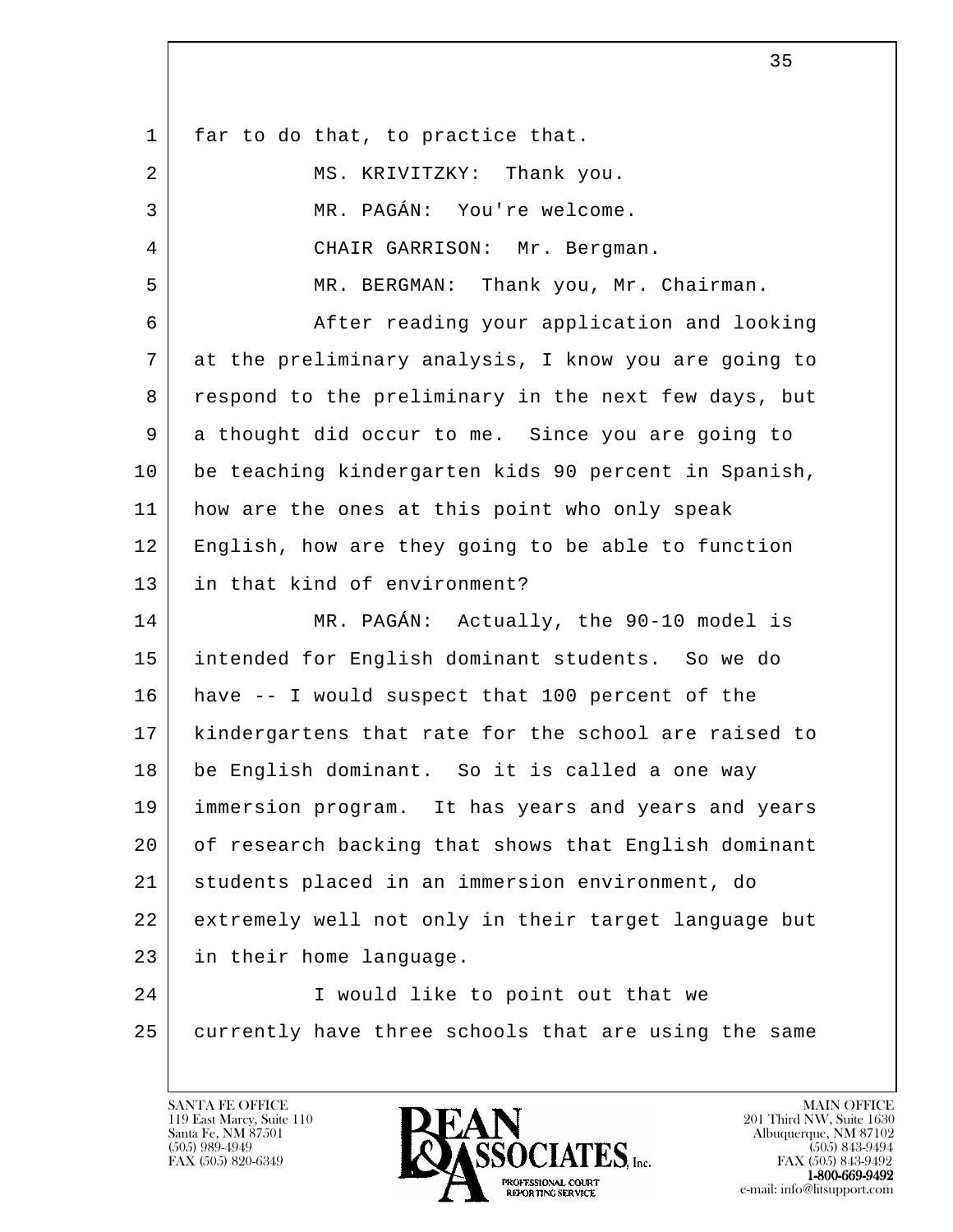far to do that, to practice that.

MS. KRIVITZKY: Thank you.

MR. PAGÁN: You're welcome.

CHAIR GARRISON: Mr. Bergman.

MR. BERGMAN: Thank you, Mr. Chairman.

After reading your application and looking at the preliminary analysis, I know you are going to respond to the preliminary in the next few days, but a thought did occur to me. Since you are going to be teaching kindergarten kids 90 percent in Spanish, how are the ones at this point who only speak English, how are they going to be able to function in that kind of environment?

MR. PAGÁN: Actually, the 90-10 model is intended for English dominant students. So we do have -- I would suspect that 100 percent of the kindergartens that rate for the school are raised to be English dominant. So it is called a one way immersion program. It has years and years and years of research backing that shows that English dominant students placed in an immersion environment, do extremely well not only in their target language but in their home language.

I would like to point out that we currently have three schools that are using the same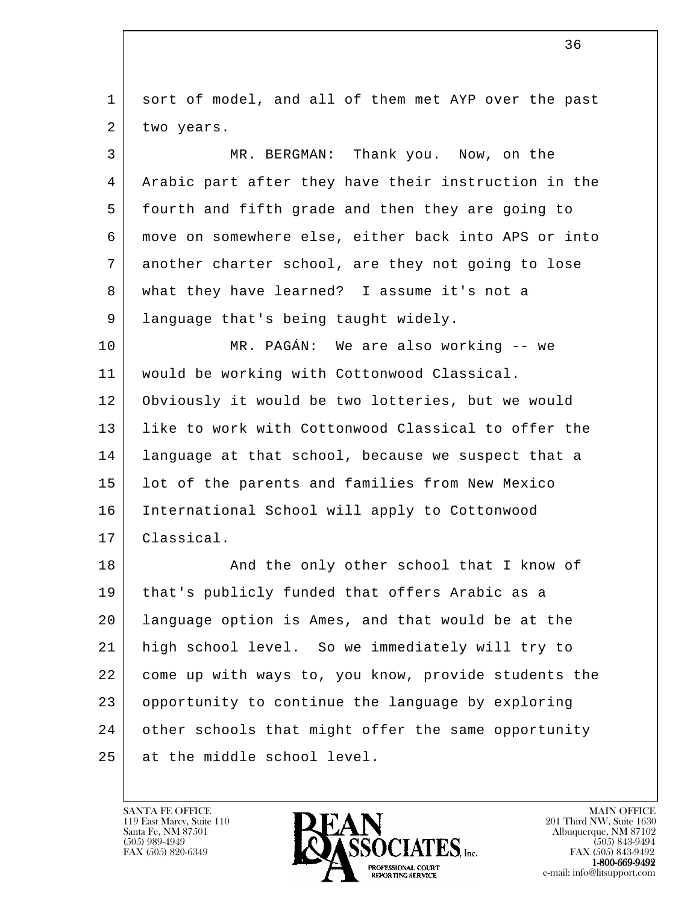sort of model, and all of them met AYP over the past two years.

MR. BERGMAN: Thank you. Now, on the Arabic part after they have their instruction in the fourth and fifth grade and then they are going to move on somewhere else, either back into APS or into another charter school, are they not going to lose what they have learned? I assume it's not a language that's being taught widely.

MR. PAGÁN: We are also working -- we would be working with Cottonwood Classical. Obviously it would be two lotteries, but we would like to work with Cottonwood Classical to offer the language at that school, because we suspect that a lot of the parents and families from New Mexico International School will apply to Cottonwood Classical.

And the only other school that I know of that's publicly funded that offers Arabic as a language option is Ames, and that would be at the high school level. So we immediately will try to come up with ways to, you know, provide students the opportunity to continue the language by exploring other schools that might offer the same opportunity at the middle school level.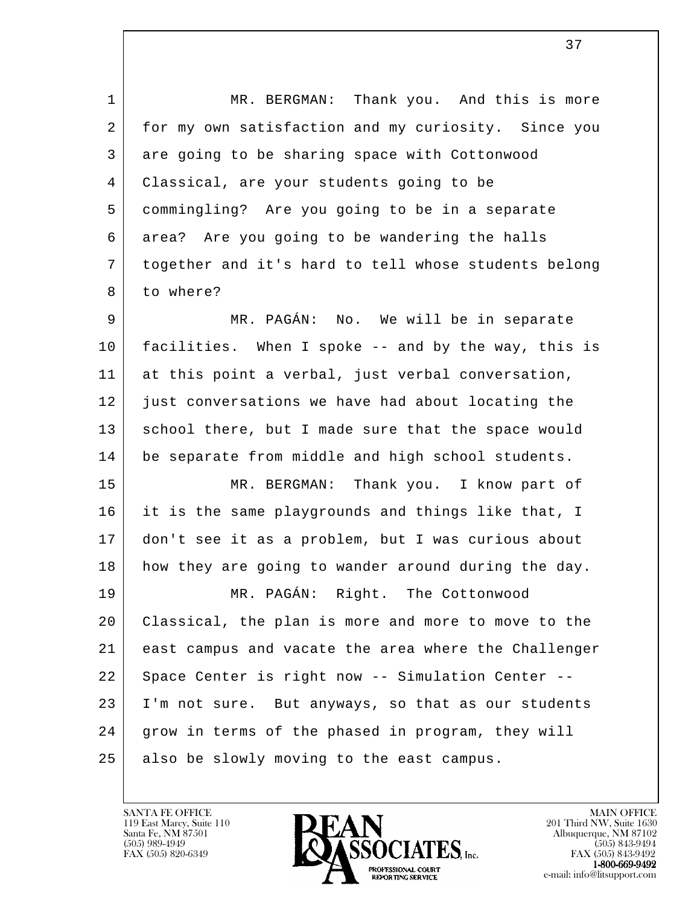MR. BERGMAN: Thank you. And this is more for my own satisfaction and my curiosity. Since you are going to be sharing space with Cottonwood Classical, are your students going to be commingling? Are you going to be in a separate area? Are you going to be wandering the halls together and it's hard to tell whose students belong to where?

MR. PAGÁN: No. We will be in separate facilities. When I spoke -- and by the way, this is at this point a verbal, just verbal conversation, just conversations we have had about locating the school there, but I made sure that the space would be separate from middle and high school students.

MR. BERGMAN: Thank you. I know part of it is the same playgrounds and things like that, I don't see it as a problem, but I was curious about how they are going to wander around during the day.

MR. PAGÁN: Right. The Cottonwood Classical, the plan is more and more to move to the east campus and vacate the area where the Challenger Space Center is right now -- Simulation Center -- I'm not sure. But anyways, so that as our students grow in terms of the phased in program, they will also be slowly moving to the east campus.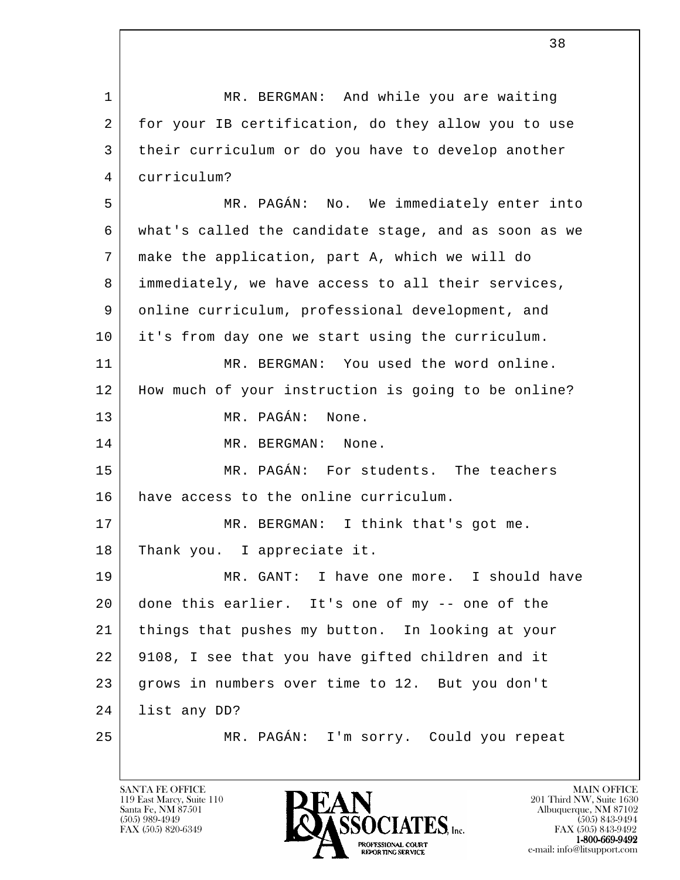MR. BERGMAN: And while you are waiting for your IB certification, do they allow you to use their curriculum or do you have to develop another curriculum?

MR. PAGÁN: No. We immediately enter into what's called the candidate stage, and as soon as we make the application, part A, which we will do immediately, we have access to all their services, online curriculum, professional development, and it's from day one we start using the curriculum.

MR. BERGMAN: You used the word online. How much of your instruction is going to be online?

MR. PAGÁN: None.

MR. BERGMAN: None.

MR. PAGÁN: For students. The teachers have access to the online curriculum.

MR. BERGMAN: I think that's got me. Thank you. I appreciate it.

MR. GANT: I have one more. I should have done this earlier. It's one of my -- one of the things that pushes my button. In looking at your 9108, I see that you have gifted children and it grows in numbers over time to 12. But you don't list any DD?

MR. PAGÁN: I'm sorry. Could you repeat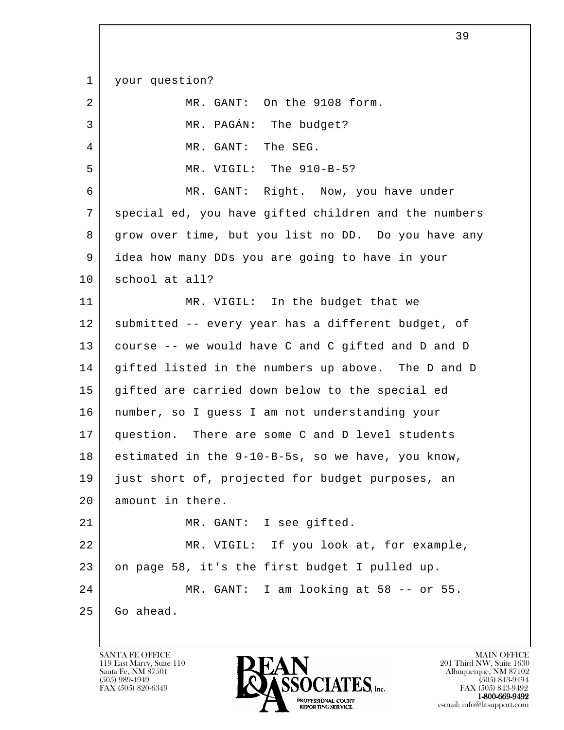your question?

MR. GANT: On the 9108 form.

MR. PAGÁN: The budget?

MR. GANT: The SEG.

MR. VIGIL: The 910-B-5?

MR. GANT: Right. Now, you have under special ed, you have gifted children and the numbers grow over time, but you list no DD. Do you have any idea how many DDs you are going to have in your school at all?

MR. VIGIL: In the budget that we submitted -- every year has a different budget, of course -- we would have C and C gifted and D and D gifted listed in the numbers up above. The D and D gifted are carried down below to the special ed number, so I guess I am not understanding your question. There are some C and D level students estimated in the 9-10-B-5s, so we have, you know, just short of, projected for budget purposes, an amount in there.

MR. GANT: I see gifted.

MR. VIGIL: If you look at, for example, on page 58, it's the first budget I pulled up.

MR. GANT: I am looking at 58 -- or 55. Go ahead.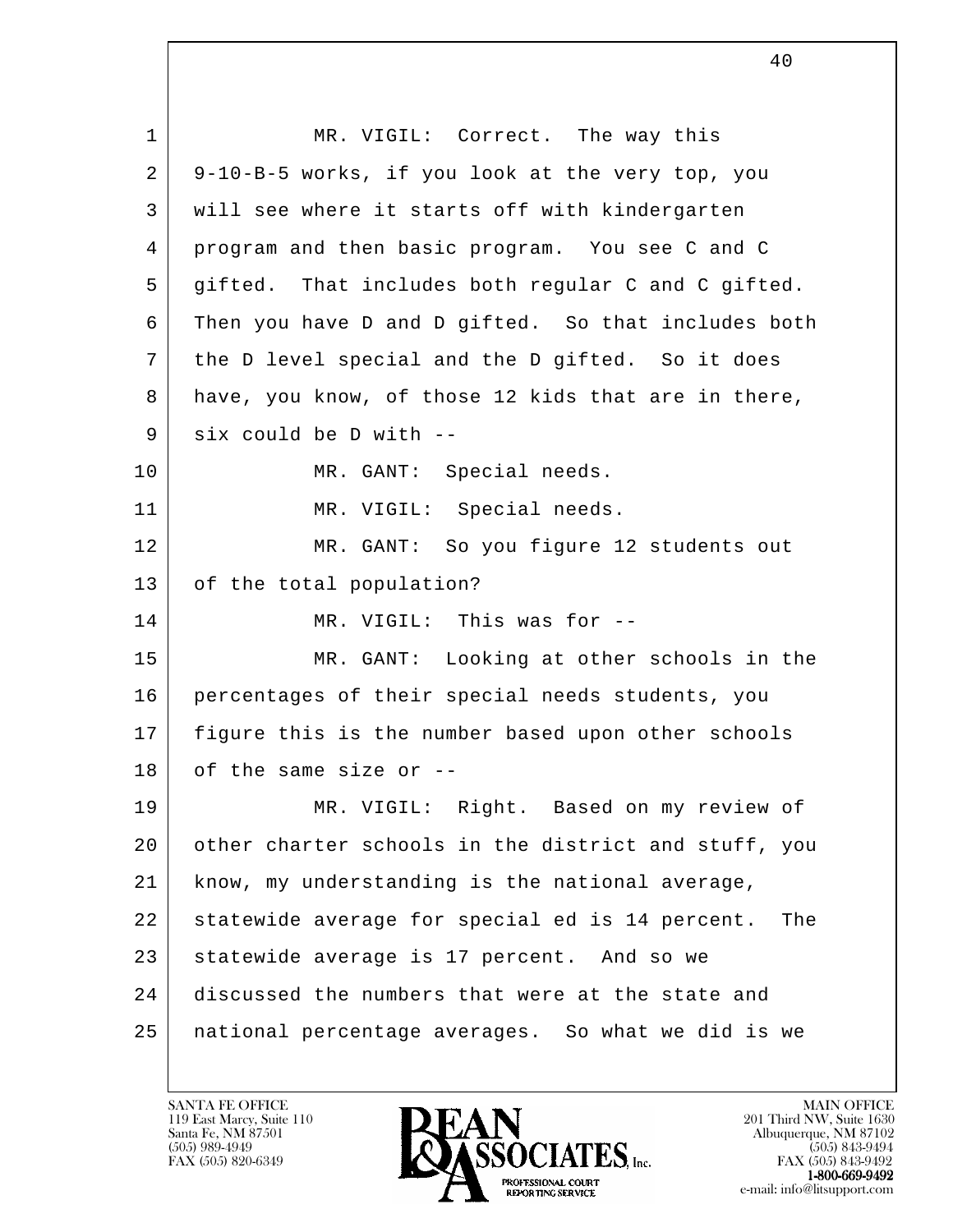1 MR. VIGIL: Correct. The way this
2 9-10-B-5 works, if you look at the very top, you
3 will see where it starts off with kindergarten
4 program and then basic program. You see C and C
5 gifted. That includes both regular C and C gifted.
6 Then you have D and D gifted. So that includes both
7 the D level special and the D gifted. So it does
8 have, you know, of those 12 kids that are in there,
9 six could be D with --
10 MR. GANT: Special needs.
11 MR. VIGIL: Special needs.
12 MR. GANT: So you figure 12 students out
13 of the total population?
14 MR. VIGIL: This was for --
15 MR. GANT: Looking at other schools in the
16 percentages of their special needs students, you
17 figure this is the number based upon other schools
18 of the same size or --
19 MR. VIGIL: Right. Based on my review of
20 other charter schools in the district and stuff, you
21 know, my understanding is the national average,
22 statewide average for special ed is 14 percent. The
23 statewide average is 17 percent. And so we
24 discussed the numbers that were at the state and
25 national percentage averages. So what we did is we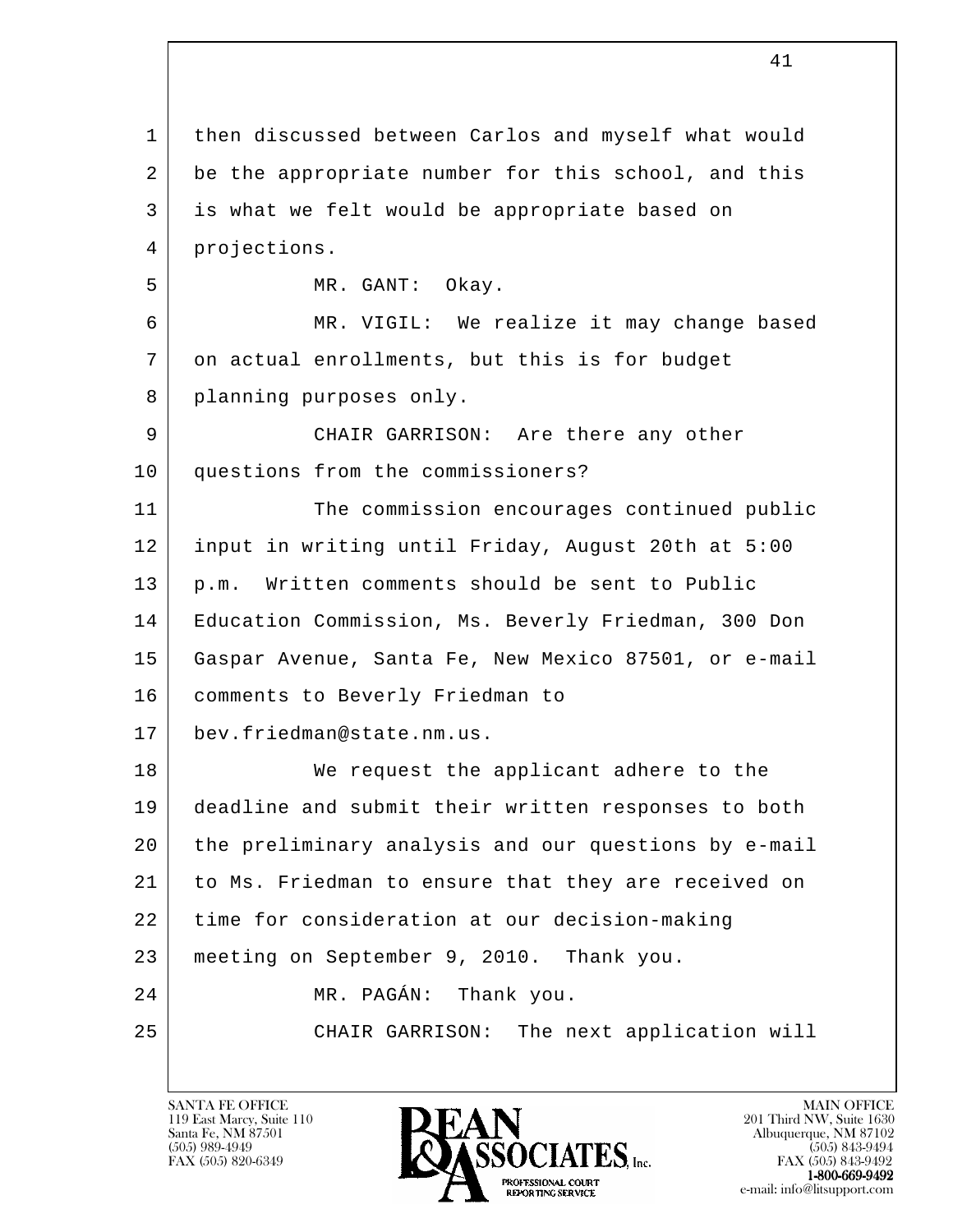1 then discussed between Carlos and myself what would
2 be the appropriate number for this school, and this
3 is what we felt would be appropriate based on
4 projections.

5 MR. GANT: Okay.

6 MR. VIGIL: We realize it may change based
7 on actual enrollments, but this is for budget
8 planning purposes only.

9 CHAIR GARRISON: Are there any other
10 questions from the commissioners?

11 The commission encourages continued public
12 input in writing until Friday, August 20th at 5:00
13 p.m. Written comments should be sent to Public
14 Education Commission, Ms. Beverly Friedman, 300 Don
15 Gaspar Avenue, Santa Fe, New Mexico 87501, or e-mail
16 comments to Beverly Friedman to
17 bev.friedman@state.nm.us.

18 We request the applicant adhere to the
19 deadline and submit their written responses to both
20 the preliminary analysis and our questions by e-mail
21 to Ms. Friedman to ensure that they are received on
22 time for consideration at our decision-making
23 meeting on September 9, 2010. Thank you.

24 MR. PAGÁN: Thank you.

25 CHAIR GARRISON: The next application will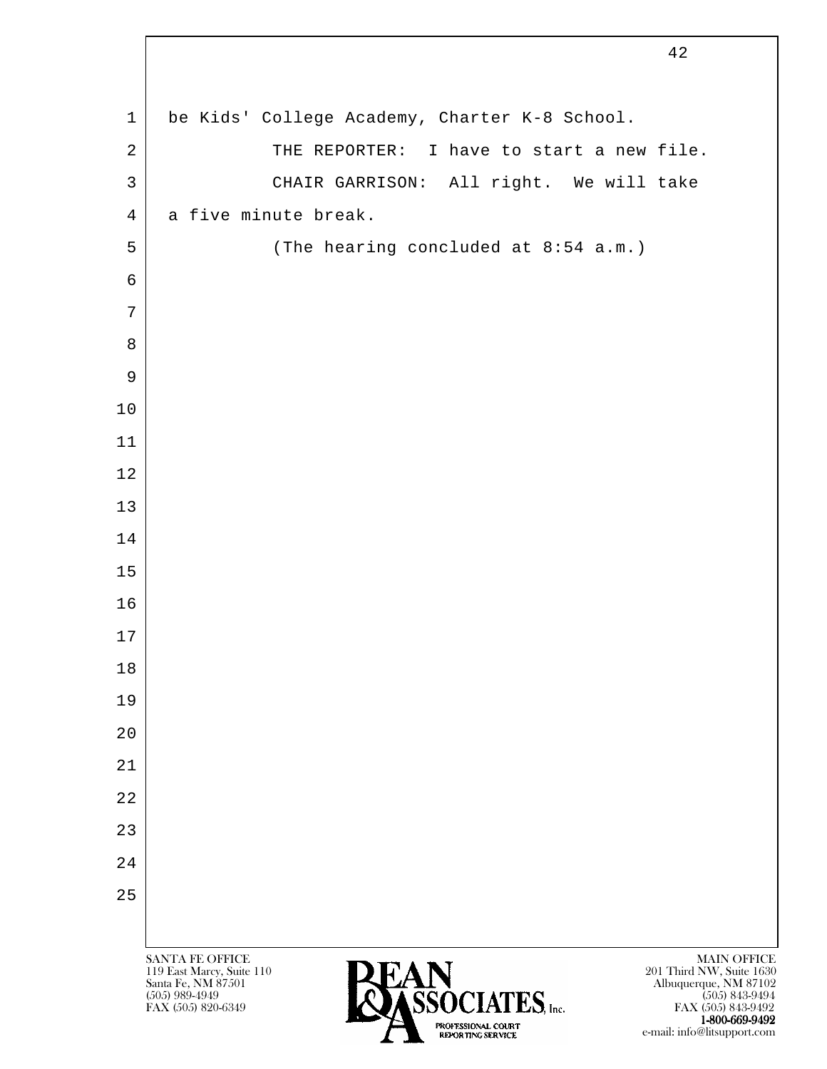be Kids' College Academy, Charter K-8 School.

THE REPORTER: I have to start a new file.

CHAIR GARRISON: All right. We will take a five minute break.

(The hearing concluded at 8:54 a.m.)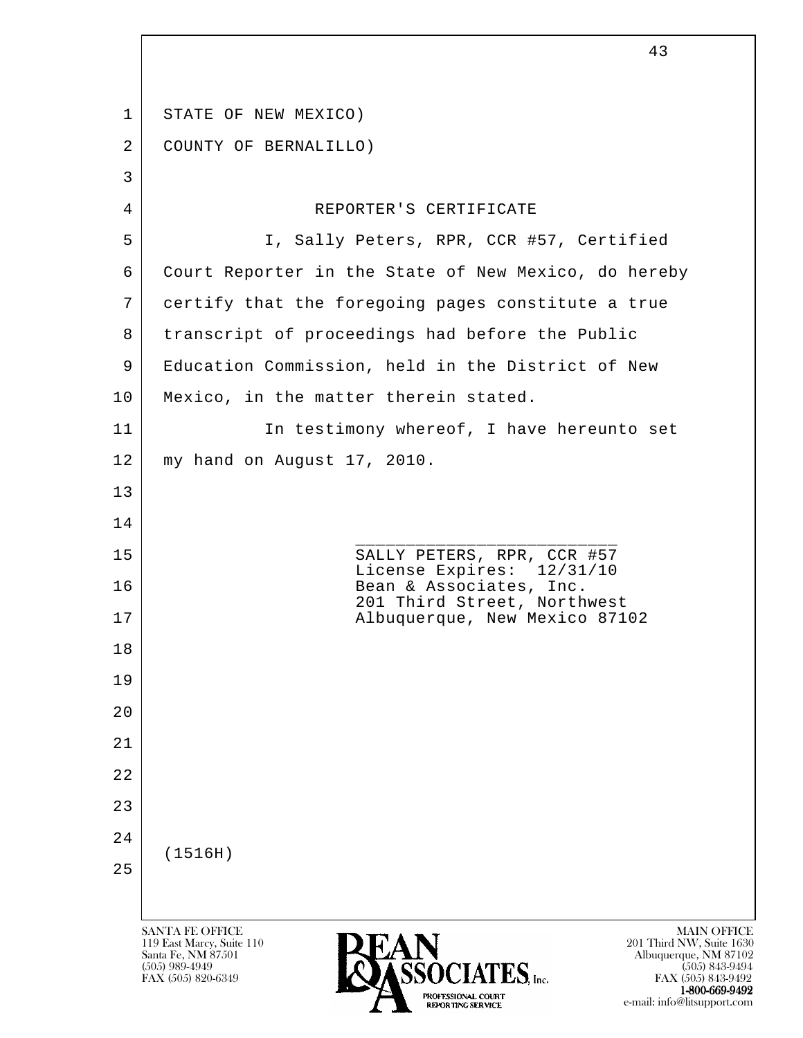STATE OF NEW MEXICO)
COUNTY OF BERNALILLO)

REPORTER'S CERTIFICATE

I, Sally Peters, RPR, CCR #57, Certified Court Reporter in the State of New Mexico, do hereby certify that the foregoing pages constitute a true transcript of proceedings had before the Public Education Commission, held in the District of New Mexico, in the matter therein stated.

In testimony whereof, I have hereunto set my hand on August 17, 2010.

\_\_\_\_\_\_\_\_\_\_\_\_\_\_\_\_\_\_\_\_\_\_\_\_\_\_\_

SALLY PETERS, RPR, CCR #57
License Expires: 12/31/10
Bean & Associates, Inc.
201 Third Street, Northwest
Albuquerque, New Mexico 87102

(1516H)

SANTA FE OFFICE
119 East Marcy, Suite 110
Santa Fe, NM 87501
(505) 989-4949
FAX (505) 820-6349

MAIN OFFICE
201 Third NW, Suite 1630
Albuquerque, NM 87102
(505) 843-9494
FAX (505) 843-9492
1-800-669-9492
e-mail: info@litsupport.com